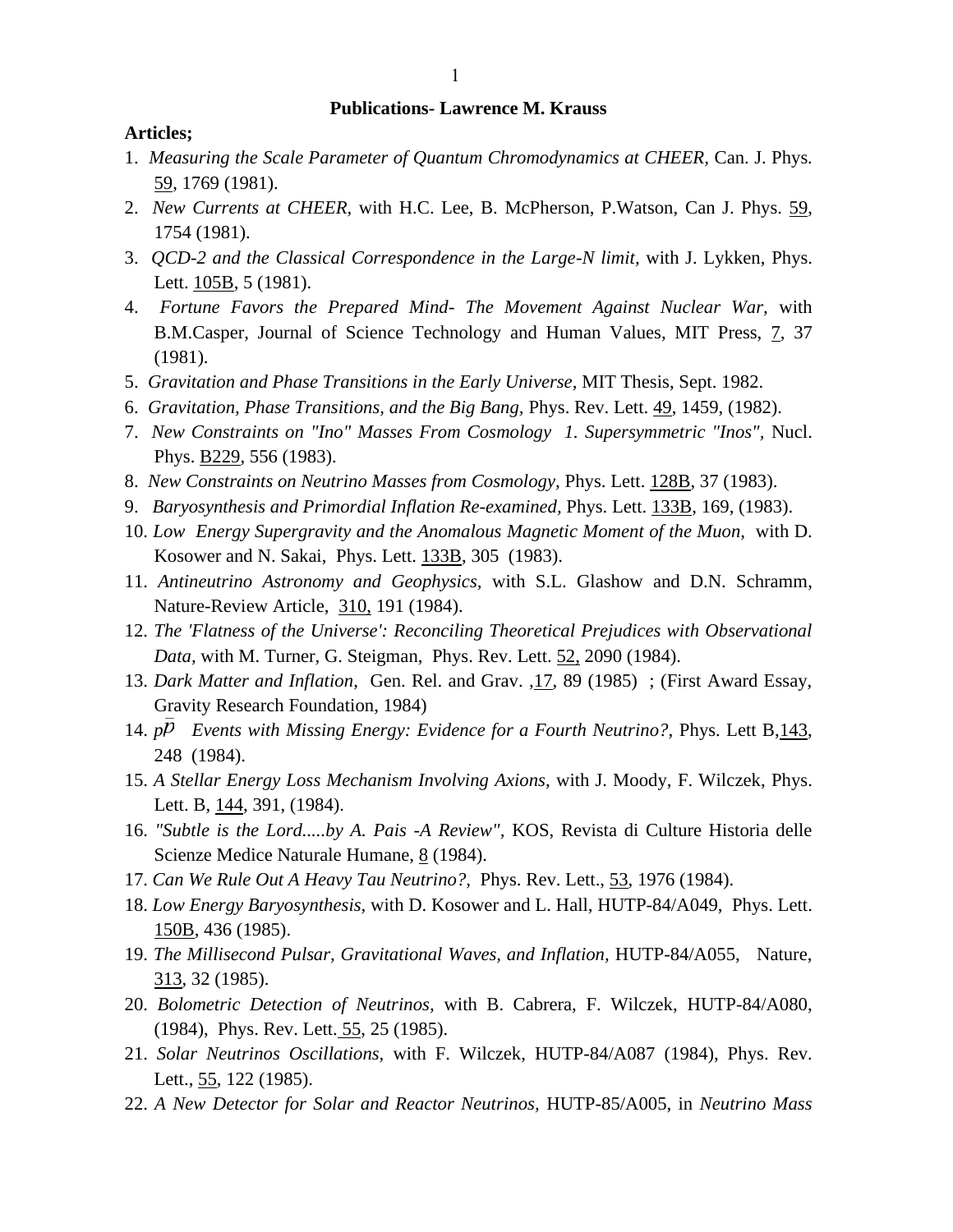**Publications- Lawrence M. Krauss**

**Articles;**

1. *Measuring the Scale Parameter of Quantum Chromodynamics at CHEER,* Can. J. Phys. 59, 1769 (1981).
2. *New Currents at CHEER*, with H.C. Lee, B. McPherson, P.Watson, Can J. Phys. 59, 1754 (1981).
3. *QCD-2 and the Classical Correspondence in the Large-N limit,* with J. Lykken, Phys. Lett. 105B, 5 (1981).
4. *Fortune Favors the Prepared Mind- The Movement Against Nuclear War,* with B.M.Casper, Journal of Science Technology and Human Values, MIT Press, 7, 37 (1981).
5. *Gravitation and Phase Transitions in the Early Universe,* MIT Thesis, Sept. 1982.
6. *Gravitation, Phase Transitions, and the Big Bang,* Phys. Rev. Lett. 49, 1459, (1982).
7. *New Constraints on "Ino" Masses From Cosmology 1. Supersymmetric "Inos",* Nucl. Phys. B229, 556 (1983).
8. *New Constraints on Neutrino Masses from Cosmology,* Phys. Lett. 128B, 37 (1983).
9. *Baryosynthesis and Primordial Inflation Re-examined,* Phys. Lett. 133B, 169, (1983).
10. *Low Energy Supergravity and the Anomalous Magnetic Moment of the Muon,* with D. Kosower and N. Sakai, Phys. Lett. 133B, 305 (1983).
11. *Antineutrino Astronomy and Geophysics,* with S.L. Glashow and D.N. Schramm, Nature-Review Article, 310, 191 (1984).
12. *The 'Flatness of the Universe': Reconciling Theoretical Prejudices with Observational Data,* with M. Turner, G. Steigman, Phys. Rev. Lett. 52, 2090 (1984).
13. *Dark Matter and Inflation*, Gen. Rel. and Grav. ,17, 89 (1985) ; (First Award Essay, Gravity Research Foundation, 1984)
14. *$p\bar{p}$ Events with Missing Energy: Evidence for a Fourth Neutrino?,* Phys. Lett B,143, 248 (1984).
15. *A Stellar Energy Loss Mechanism Involving Axions,* with J. Moody, F. Wilczek, Phys. Lett. B, 144, 391, (1984).
16. *"Subtle is the Lord.....by A. Pais -A Review",* KOS, Revista di Culture Historia delle Scienze Medice Naturale Humane, 8 (1984).
17. *Can We Rule Out A Heavy Tau Neutrino?,* Phys. Rev. Lett., 53, 1976 (1984).
18. *Low Energy Baryosynthesis,* with D. Kosower and L. Hall, HUTP-84/A049, Phys. Lett. 150B, 436 (1985).
19. *The Millisecond Pulsar, Gravitational Waves, and Inflation*, HUTP-84/A055, Nature, 313, 32 (1985).
20. *Bolometric Detection of Neutrinos,* with B. Cabrera, F. Wilczek, HUTP-84/A080, (1984), Phys. Rev. Lett. 55, 25 (1985).
21. *Solar Neutrinos Oscillations,* with F. Wilczek, HUTP-84/A087 (1984), Phys. Rev. Lett., 55, 122 (1985).
22. *A New Detector for Solar and Reactor Neutrinos,* HUTP-85/A005, in *Neutrino Mass*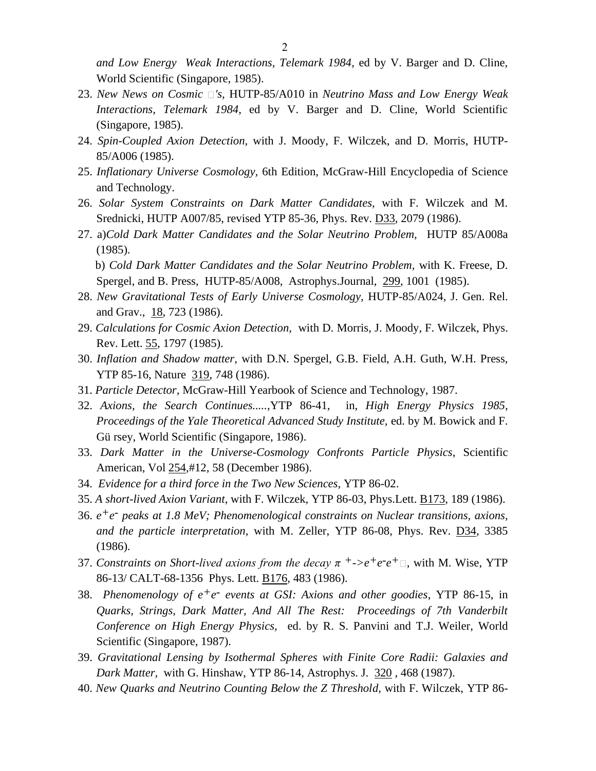*and Low Energy Weak Interactions, Telemark 1984*, ed by V. Barger and D. Cline, World Scientific (Singapore, 1985).

23. *New News on Cosmic* □*'s*, HUTP-85/A010 in *Neutrino Mass and Low Energy Weak Interactions, Telemark 1984*, ed by V. Barger and D. Cline, World Scientific (Singapore, 1985).
24. *Spin-Coupled Axion Detection,* with J. Moody, F. Wilczek, and D. Morris, HUTP-85/A006 (1985).
25. *Inflationary Universe Cosmology,* 6th Edition, McGraw-Hill Encyclopedia of Science and Technology.
26. *Solar System Constraints on Dark Matter Candidates,* with F. Wilczek and M. Srednicki, HUTP A007/85, revised YTP 85-36, Phys. Rev. D33, 2079 (1986).
27. a)*Cold Dark Matter Candidates and the Solar Neutrino Problem,* HUTP 85/A008a (1985).

    b) *Cold Dark Matter Candidates and the Solar Neutrino Problem,* with K. Freese, D. Spergel, and B. Press, HUTP-85/A008, Astrophys.Journal, 299, 1001 (1985).
28. *New Gravitational Tests of Early Universe Cosmology*, HUTP-85/A024, J. Gen. Rel. and Grav., 18, 723 (1986).
29. *Calculations for Cosmic Axion Detection,* with D. Morris, J. Moody, F. Wilczek, Phys. Rev. Lett. 55, 1797 (1985).
30. *Inflation and Shadow matter,* with D.N. Spergel, G.B. Field, A.H. Guth, W.H. Press, YTP 85-16, Nature 319, 748 (1986).
31. *Particle Detector,* McGraw-Hill Yearbook of Science and Technology, 1987.
32. *Axions, the Search Continues.....*,YTP 86-41, in, *High Energy Physics 1985, Proceedings of the Yale Theoretical Advanced Study Institute,* ed. by M. Bowick and F. Gü rsey, World Scientific (Singapore, 1986).
33. *Dark Matter in the Universe-Cosmology Confronts Particle Physics*, Scientific American, Vol 254,#12, 58 (December 1986).
34. *Evidence for a third force in the Two New Sciences*, YTP 86-02.
35. *A short-lived Axion Variant*, with F. Wilczek, YTP 86-03, Phys.Lett. B173, 189 (1986).
36. *$e^+e^-$ peaks at 1.8 MeV; Phenomenological constraints on Nuclear transitions, axions, and the particle interpretation,* with M. Zeller, YTP 86-08, Phys. Rev. D34, 3385 (1986).
37. *Constraints on Short-lived axions from the decay $\pi^+ \to e^+e^-e^+$*□, with M. Wise, YTP 86-13/ CALT-68-1356 Phys. Lett. B176, 483 (1986).
38. *Phenomenology of $e^+e^-$ events at GSI: Axions and other goodies*, YTP 86-15, in *Quarks, Strings, Dark Matter, And All The Rest: Proceedings of 7th Vanderbilt Conference on High Energy Physics,* ed. by R. S. Panvini and T.J. Weiler, World Scientific (Singapore, 1987).
39. *Gravitational Lensing by Isothermal Spheres with Finite Core Radii: Galaxies and Dark Matter,* with G. Hinshaw, YTP 86-14, Astrophys. J. 320 , 468 (1987).
40. *New Quarks and Neutrino Counting Below the Z Threshold,* with F. Wilczek, YTP 86-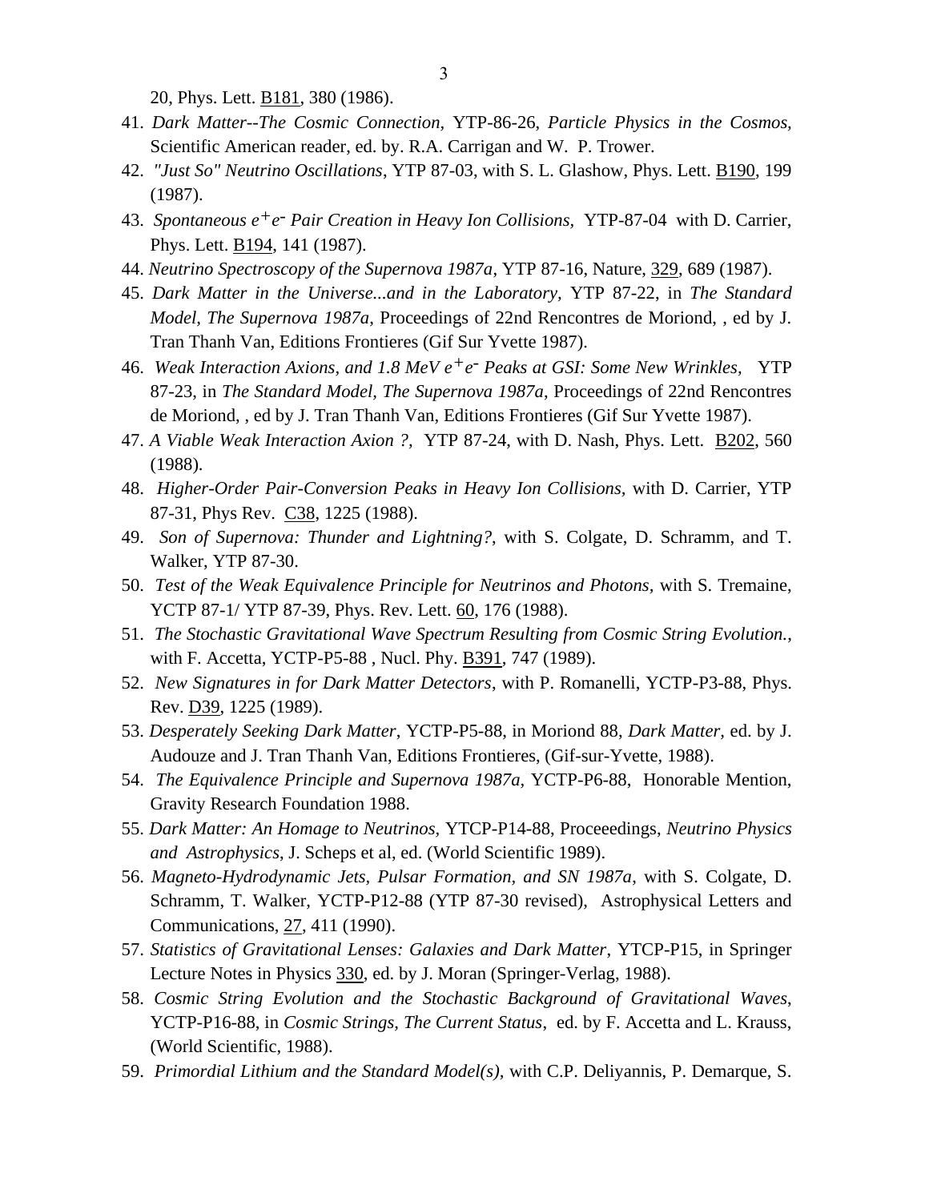20, Phys. Lett. B181, 380 (1986).

41. *Dark Matter--The Cosmic Connection,* YTP-86-26, *Particle Physics in the Cosmos,* Scientific American reader, ed. by. R.A. Carrigan and W. P. Trower.
42. *"Just So" Neutrino Oscillations*, YTP 87-03, with S. L. Glashow, Phys. Lett. B190, 199 (1987).
43. *Spontaneous $e^+e^-$ Pair Creation in Heavy Ion Collisions,* YTP-87-04 with D. Carrier, Phys. Lett. B194, 141 (1987).
44. *Neutrino Spectroscopy of the Supernova 1987a*, YTP 87-16, Nature, 329, 689 (1987).
45. *Dark Matter in the Universe...and in the Laboratory,* YTP 87-22, in *The Standard Model, The Supernova 1987a*, Proceedings of 22nd Rencontres de Moriond, , ed by J. Tran Thanh Van, Editions Frontieres (Gif Sur Yvette 1987).
46. *Weak Interaction Axions, and 1.8 MeV $e^+e^-$ Peaks at GSI: Some New Wrinkles,* YTP 87-23, in *The Standard Model, The Supernova 1987a*, Proceedings of 22nd Rencontres de Moriond, , ed by J. Tran Thanh Van, Editions Frontieres (Gif Sur Yvette 1987).
47. *A Viable Weak Interaction Axion ?,* YTP 87-24, with D. Nash, Phys. Lett. B202, 560 (1988).
48. *Higher-Order Pair-Conversion Peaks in Heavy Ion Collisions,* with D. Carrier, YTP 87-31, Phys Rev. C38, 1225 (1988).
49. *Son of Supernova: Thunder and Lightning?*, with S. Colgate, D. Schramm, and T. Walker, YTP 87-30.
50. *Test of the Weak Equivalence Principle for Neutrinos and Photons,* with S. Tremaine, YCTP 87-1/ YTP 87-39, Phys. Rev. Lett. 60, 176 (1988).
51. *The Stochastic Gravitational Wave Spectrum Resulting from Cosmic String Evolution.*, with F. Accetta, YCTP-P5-88 , Nucl. Phy. B391, 747 (1989).
52. *New Signatures in for Dark Matter Detectors,* with P. Romanelli, YCTP-P3-88, Phys. Rev. D39, 1225 (1989).
53. *Desperately Seeking Dark Matter*, YCTP-P5-88, in Moriond 88, *Dark Matter,* ed. by J. Audouze and J. Tran Thanh Van, Editions Frontieres, (Gif-sur-Yvette, 1988).
54. *The Equivalence Principle and Supernova 1987a,* YCTP-P6-88, Honorable Mention, Gravity Research Foundation 1988.
55. *Dark Matter: An Homage to Neutrinos,* YTCP-P14-88, Proceeedings, *Neutrino Physics and Astrophysics*, J. Scheps et al, ed. (World Scientific 1989).
56. *Magneto-Hydrodynamic Jets, Pulsar Formation, and SN 1987a*, with S. Colgate, D. Schramm, T. Walker, YCTP-P12-88 (YTP 87-30 revised), Astrophysical Letters and Communications, 27, 411 (1990).
57. *Statistics of Gravitational Lenses: Galaxies and Dark Matter*, YTCP-P15, in Springer Lecture Notes in Physics 330, ed. by J. Moran (Springer-Verlag, 1988).
58. *Cosmic String Evolution and the Stochastic Background of Gravitational Waves*, YCTP-P16-88, in *Cosmic Strings, The Current Status*, ed. by F. Accetta and L. Krauss, (World Scientific, 1988).
59. *Primordial Lithium and the Standard Model(s)*, with C.P. Deliyannis, P. Demarque, S.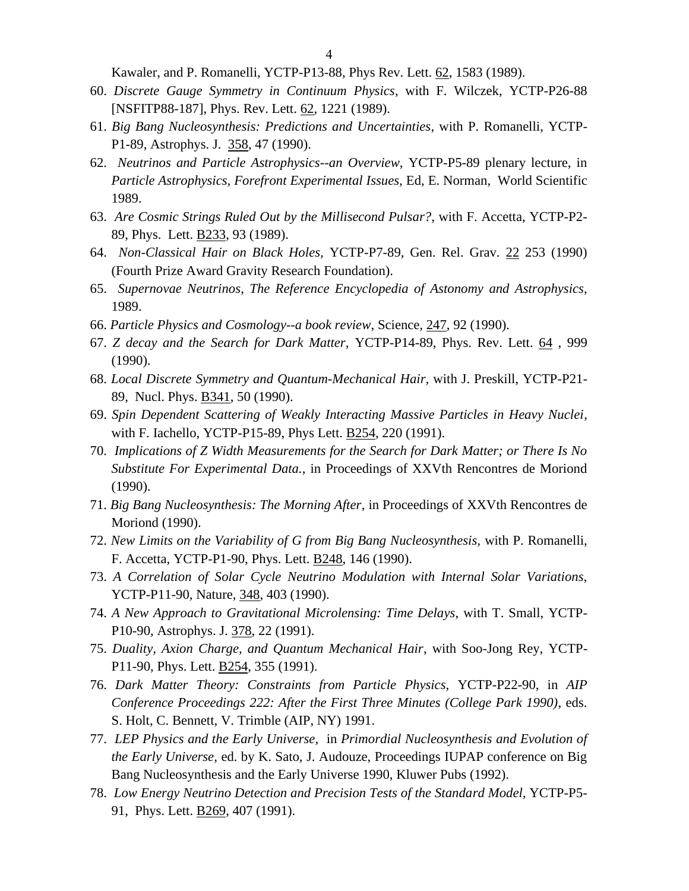Kawaler, and P. Romanelli, YCTP-P13-88, Phys Rev. Lett. 62, 1583 (1989).

60. *Discrete Gauge Symmetry in Continuum Physics*, with F. Wilczek, YCTP-P26-88 [NSFITP88-187], Phys. Rev. Lett. 62, 1221 (1989).
61. *Big Bang Nucleosynthesis: Predictions and Uncertainties*, with P. Romanelli, YCTP-P1-89, Astrophys. J. 358, 47 (1990).
62. *Neutrinos and Particle Astrophysics--an Overview,* YCTP-P5-89 plenary lecture, in *Particle Astrophysics, Forefront Experimental Issues,* Ed, E. Norman, World Scientific 1989.
63. *Are Cosmic Strings Ruled Out by the Millisecond Pulsar?*, with F. Accetta, YCTP-P2-89, Phys. Lett. B233, 93 (1989).
64. *Non-Classical Hair on Black Holes*, YCTP-P7-89, Gen. Rel. Grav. 22 253 (1990) (Fourth Prize Award Gravity Research Foundation).
65. *Supernovae Neutrinos*, *The Reference Encyclopedia of Astonomy and Astrophysics*, 1989.
66. *Particle Physics and Cosmology--a book review*, Science, 247, 92 (1990).
67. *Z decay and the Search for Dark Matter,* YCTP-P14-89, Phys. Rev. Lett. 64 , 999 (1990).
68. *Local Discrete Symmetry and Quantum-Mechanical Hair,* with J. Preskill, YCTP-P21-89, Nucl. Phys. B341, 50 (1990).
69. *Spin Dependent Scattering of Weakly Interacting Massive Particles in Heavy Nuclei*, with F. Iachello, YCTP-P15-89, Phys Lett. B254, 220 (1991).
70. *Implications of Z Width Measurements for the Search for Dark Matter; or There Is No Substitute For Experimental Data.*, in Proceedings of XXVth Rencontres de Moriond (1990).
71. *Big Bang Nucleosynthesis: The Morning After*, in Proceedings of XXVth Rencontres de Moriond (1990).
72. *New Limits on the Variability of G from Big Bang Nucleosynthesis*, with P. Romanelli, F. Accetta, YCTP-P1-90, Phys. Lett. B248, 146 (1990).
73. *A Correlation of Solar Cycle Neutrino Modulation with Internal Solar Variations,* YCTP-P11-90, Nature, 348, 403 (1990).
74. *A New Approach to Gravitational Microlensing: Time Delays*, with T. Small, YCTP-P10-90, Astrophys. J. 378, 22 (1991).
75. *Duality, Axion Charge, and Quantum Mechanical Hair*, with Soo-Jong Rey, YCTP-P11-90, Phys. Lett. B254, 355 (1991).
76. *Dark Matter Theory: Constraints from Particle Physics,* YCTP-P22-90, in *AIP Conference Proceedings 222: After the First Three Minutes (College Park 1990)*, eds. S. Holt, C. Bennett, V. Trimble (AIP, NY) 1991.
77. *LEP Physics and the Early Universe,* in *Primordial Nucleosynthesis and Evolution of the Early Universe,* ed. by K. Sato, J. Audouze, Proceedings IUPAP conference on Big Bang Nucleosynthesis and the Early Universe 1990, Kluwer Pubs (1992).
78. *Low Energy Neutrino Detection and Precision Tests of the Standard Model,* YCTP-P5-91, Phys. Lett. B269, 407 (1991).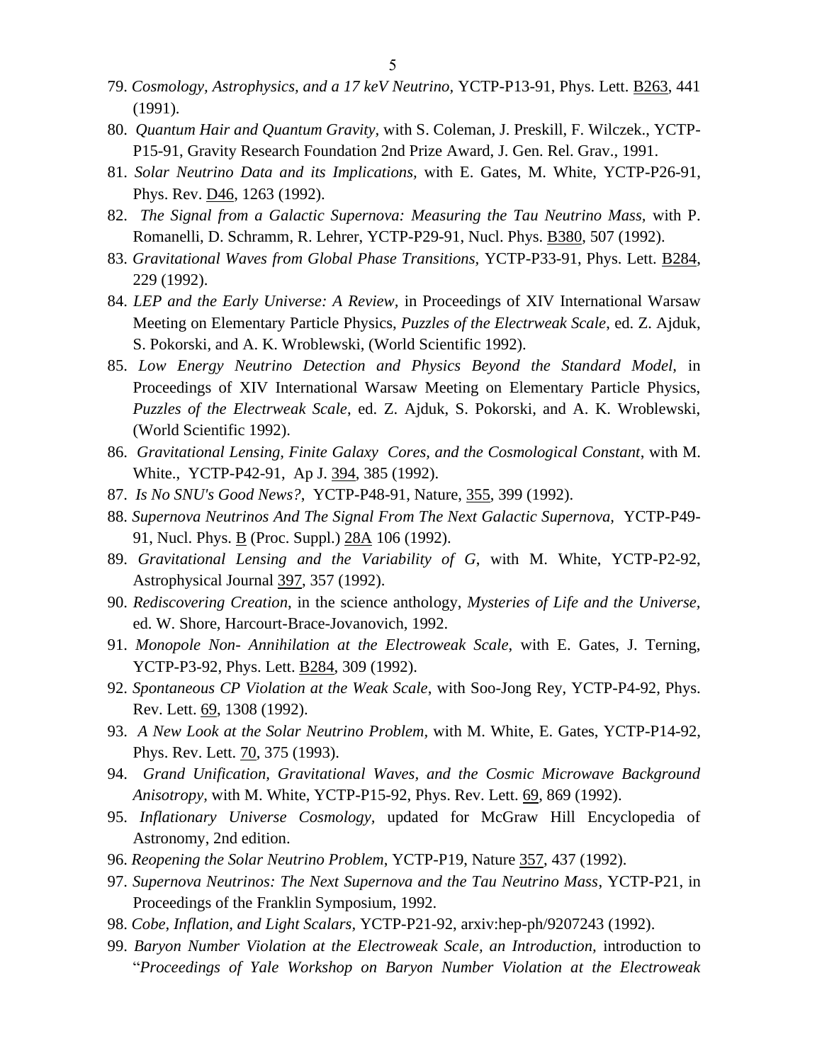79. *Cosmology, Astrophysics, and a 17 keV Neutrino,* YCTP-P13-91, Phys. Lett. B263, 441 (1991).
80. *Quantum Hair and Quantum Gravity,* with S. Coleman, J. Preskill, F. Wilczek., YCTP-P15-91, Gravity Research Foundation 2nd Prize Award, J. Gen. Rel. Grav., 1991.
81. *Solar Neutrino Data and its Implications,* with E. Gates, M. White, YCTP-P26-91, Phys. Rev. D46, 1263 (1992).
82. *The Signal from a Galactic Supernova: Measuring the Tau Neutrino Mass,* with P. Romanelli, D. Schramm, R. Lehrer, YCTP-P29-91, Nucl. Phys. B380, 507 (1992).
83. *Gravitational Waves from Global Phase Transitions,* YCTP-P33-91, Phys. Lett. B284, 229 (1992).
84. *LEP and the Early Universe: A Review,* in Proceedings of XIV International Warsaw Meeting on Elementary Particle Physics, *Puzzles of the Electrweak Scale,* ed. Z. Ajduk, S. Pokorski, and A. K. Wroblewski, (World Scientific 1992).
85. *Low Energy Neutrino Detection and Physics Beyond the Standard Model,* in Proceedings of XIV International Warsaw Meeting on Elementary Particle Physics, *Puzzles of the Electrweak Scale*, ed. Z. Ajduk, S. Pokorski, and A. K. Wroblewski, (World Scientific 1992).
86. *Gravitational Lensing, Finite Galaxy Cores, and the Cosmological Constant*, with M. White., YCTP-P42-91, Ap J. 394, 385 (1992).
87. *Is No SNU's Good News?*, YCTP-P48-91, Nature, 355, 399 (1992).
88. *Supernova Neutrinos And The Signal From The Next Galactic Supernova,* YCTP-P49-91, Nucl. Phys. B (Proc. Suppl.) 28A 106 (1992).
89. *Gravitational Lensing and the Variability of G*, with M. White, YCTP-P2-92, Astrophysical Journal 397, 357 (1992).
90. *Rediscovering Creation*, in the science anthology, *Mysteries of Life and the Universe,* ed. W. Shore, Harcourt-Brace-Jovanovich, 1992.
91. *Monopole Non- Annihilation at the Electroweak Scale*, with E. Gates, J. Terning, YCTP-P3-92, Phys. Lett. B284, 309 (1992).
92. *Spontaneous CP Violation at the Weak Scale*, with Soo-Jong Rey, YCTP-P4-92, Phys. Rev. Lett. 69, 1308 (1992).
93. *A New Look at the Solar Neutrino Problem,* with M. White, E. Gates, YCTP-P14-92, Phys. Rev. Lett. 70, 375 (1993).
94. *Grand Unification, Gravitational Waves, and the Cosmic Microwave Background Anisotropy*, with M. White, YCTP-P15-92, Phys. Rev. Lett. 69, 869 (1992).
95. *Inflationary Universe Cosmology,* updated for McGraw Hill Encyclopedia of Astronomy, 2nd edition.
96. *Reopening the Solar Neutrino Problem*, YCTP-P19, Nature 357, 437 (1992).
97. *Supernova Neutrinos: The Next Supernova and the Tau Neutrino Mass*, YCTP-P21, in Proceedings of the Franklin Symposium, 1992.
98. *Cobe, Inflation, and Light Scalars*, YCTP-P21-92, arxiv:hep-ph/9207243 (1992).
99. *Baryon Number Violation at the Electroweak Scale, an Introduction,* introduction to "*Proceedings of Yale Workshop on Baryon Number Violation at the Electroweak*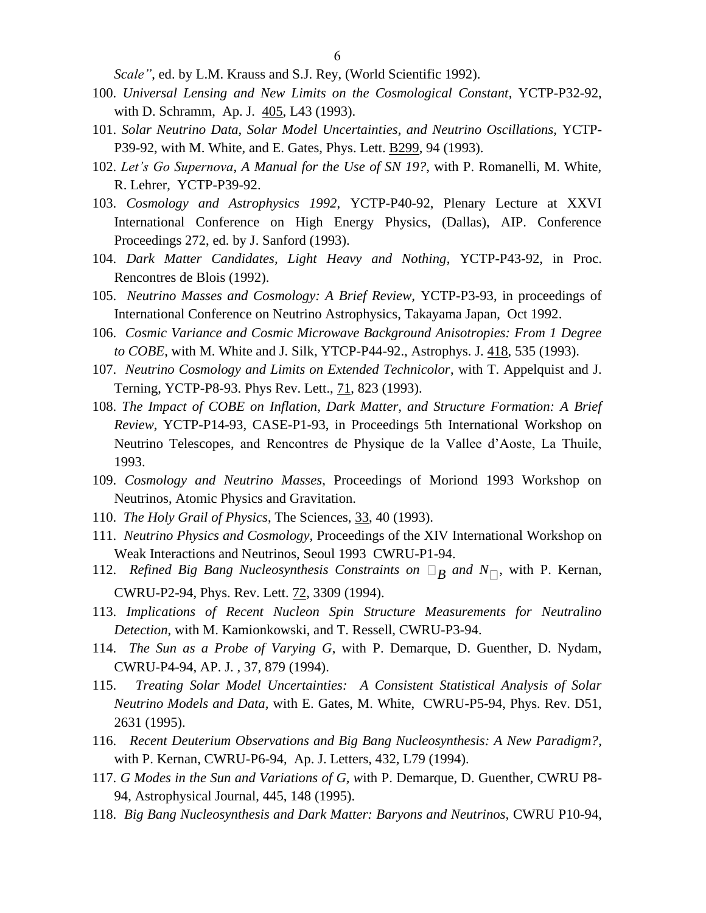*Scale"*, ed. by L.M. Krauss and S.J. Rey, (World Scientific 1992).

100. *Universal Lensing and New Limits on the Cosmological Constant*, YCTP-P32-92, with D. Schramm, Ap. J. 405, L43 (1993).
101. *Solar Neutrino Data, Solar Model Uncertainties, and Neutrino Oscillations*, YCTP-P39-92, with M. White, and E. Gates, Phys. Lett. B299, 94 (1993).
102. *Let's Go Supernova, A Manual for the Use of SN 19?*, with P. Romanelli, M. White, R. Lehrer, YCTP-P39-92.
103. *Cosmology and Astrophysics 1992*, YCTP-P40-92, Plenary Lecture at XXVI International Conference on High Energy Physics, (Dallas), AIP. Conference Proceedings 272, ed. by J. Sanford (1993).
104. *Dark Matter Candidates, Light Heavy and Nothing*, YCTP-P43-92, in Proc. Rencontres de Blois (1992).
105. *Neutrino Masses and Cosmology: A Brief Review,* YCTP-P3-93, in proceedings of International Conference on Neutrino Astrophysics, Takayama Japan, Oct 1992.
106. *Cosmic Variance and Cosmic Microwave Background Anisotropies: From 1 Degree to COBE*, with M. White and J. Silk, YTCP-P44-92., Astrophys. J. 418, 535 (1993).
107. *Neutrino Cosmology and Limits on Extended Technicolor*, with T. Appelquist and J. Terning, YCTP-P8-93. Phys Rev. Lett., 71, 823 (1993).
108. *The Impact of COBE on Inflation, Dark Matter, and Structure Formation: A Brief Review,* YCTP-P14-93, CASE-P1-93, in Proceedings 5th International Workshop on Neutrino Telescopes, and Rencontres de Physique de la Vallee d'Aoste, La Thuile, 1993.
109. *Cosmology and Neutrino Masses*, Proceedings of Moriond 1993 Workshop on Neutrinos, Atomic Physics and Gravitation.
110. *The Holy Grail of Physics*, The Sciences, 33, 40 (1993).
111. *Neutrino Physics and Cosmology,* Proceedings of the XIV International Workshop on Weak Interactions and Neutrinos, Seoul 1993 CWRU-P1-94.
112. *Refined Big Bang Nucleosynthesis Constraints on $\Omega_B$ and $N_\nu$*, with P. Kernan, CWRU-P2-94, Phys. Rev. Lett. 72, 3309 (1994).
113. *Implications of Recent Nucleon Spin Structure Measurements for Neutralino Detection*, with M. Kamionkowski, and T. Ressell, CWRU-P3-94.
114. *The Sun as a Probe of Varying G*, with P. Demarque, D. Guenther, D. Nydam, CWRU-P4-94, AP. J. , 37, 879 (1994).
115. *Treating Solar Model Uncertainties: A Consistent Statistical Analysis of Solar Neutrino Models and Data*, with E. Gates, M. White, CWRU-P5-94, Phys. Rev. D51, 2631 (1995).
116. *Recent Deuterium Observations and Big Bang Nucleosynthesis: A New Paradigm?*, with P. Kernan, CWRU-P6-94, Ap. J. Letters, 432, L79 (1994).
117. *G Modes in the Sun and Variations of G, w*ith P. Demarque, D. Guenther, CWRU P8-94, Astrophysical Journal, 445, 148 (1995).
118. *Big Bang Nucleosynthesis and Dark Matter: Baryons and Neutrinos,* CWRU P10-94,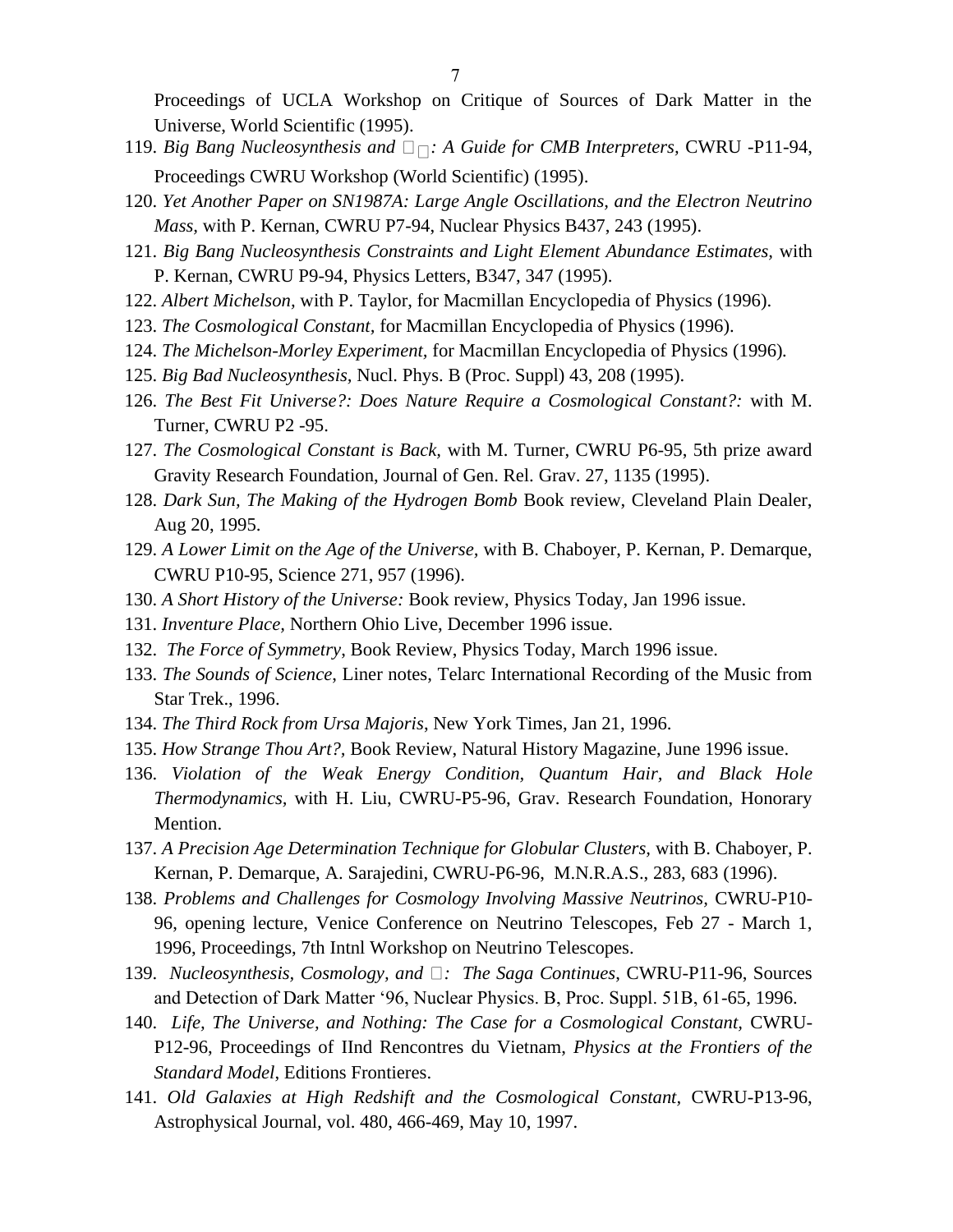Proceedings of UCLA Workshop on Critique of Sources of Dark Matter in the Universe, World Scientific (1995).

119. *Big Bang Nucleosynthesis and* □□*: A Guide for CMB Interpreters,* CWRU -P11-94, Proceedings CWRU Workshop (World Scientific) (1995).
120. *Yet Another Paper on SN1987A: Large Angle Oscillations, and the Electron Neutrino Mass,* with P. Kernan, CWRU P7-94, Nuclear Physics B437, 243 (1995).
121. *Big Bang Nucleosynthesis Constraints and Light Element Abundance Estimates,* with P. Kernan, CWRU P9-94, Physics Letters, B347, 347 (1995).
122. *Albert Michelson,* with P. Taylor, for Macmillan Encyclopedia of Physics (1996).
123. *The Cosmological Constant,* for Macmillan Encyclopedia of Physics (1996).
124. *The Michelson-Morley Experiment,* for Macmillan Encyclopedia of Physics (1996).
125. *Big Bad Nucleosynthesis*, Nucl. Phys. B (Proc. Suppl) 43, 208 (1995).
126. *The Best Fit Universe?: Does Nature Require a Cosmological Constant?:* with M. Turner, CWRU P2 -95.
127. *The Cosmological Constant is Back,* with M. Turner, CWRU P6-95, 5th prize award Gravity Research Foundation, Journal of Gen. Rel. Grav. 27, 1135 (1995).
128. *Dark Sun, The Making of the Hydrogen Bomb* Book review, Cleveland Plain Dealer, Aug 20, 1995.
129. *A Lower Limit on the Age of the Universe,* with B. Chaboyer, P. Kernan, P. Demarque, CWRU P10-95, Science 271, 957 (1996).
130. *A Short History of the Universe:* Book review, Physics Today, Jan 1996 issue.
131. *Inventure Place,* Northern Ohio Live, December 1996 issue.
132. *The Force of Symmetry*, Book Review, Physics Today, March 1996 issue.
133. *The Sounds of Science*, Liner notes, Telarc International Recording of the Music from Star Trek., 1996.
134. *The Third Rock from Ursa Majoris*, New York Times, Jan 21, 1996.
135. *How Strange Thou Art?,* Book Review, Natural History Magazine, June 1996 issue.
136. *Violation of the Weak Energy Condition, Quantum Hair, and Black Hole Thermodynamics*, with H. Liu, CWRU-P5-96, Grav. Research Foundation, Honorary Mention.
137. *A Precision Age Determination Technique for Globular Clusters,* with B. Chaboyer, P. Kernan, P. Demarque, A. Sarajedini, CWRU-P6-96, M.N.R.A.S., 283, 683 (1996).
138. *Problems and Challenges for Cosmology Involving Massive Neutrinos,* CWRU-P10-96, opening lecture, Venice Conference on Neutrino Telescopes, Feb 27 - March 1, 1996, Proceedings, 7th Intnl Workshop on Neutrino Telescopes.
139. *Nucleosynthesis, Cosmology, and* □*: The Saga Continues*, CWRU-P11-96, Sources and Detection of Dark Matter '96, Nuclear Physics. B, Proc. Suppl. 51B, 61-65, 1996.
140. *Life, The Universe, and Nothing: The Case for a Cosmological Constant,* CWRU-P12-96, Proceedings of IInd Rencontres du Vietnam, *Physics at the Frontiers of the Standard Model*, Editions Frontieres.
141. *Old Galaxies at High Redshift and the Cosmological Constant,* CWRU-P13-96, Astrophysical Journal, vol. 480, 466-469, May 10, 1997.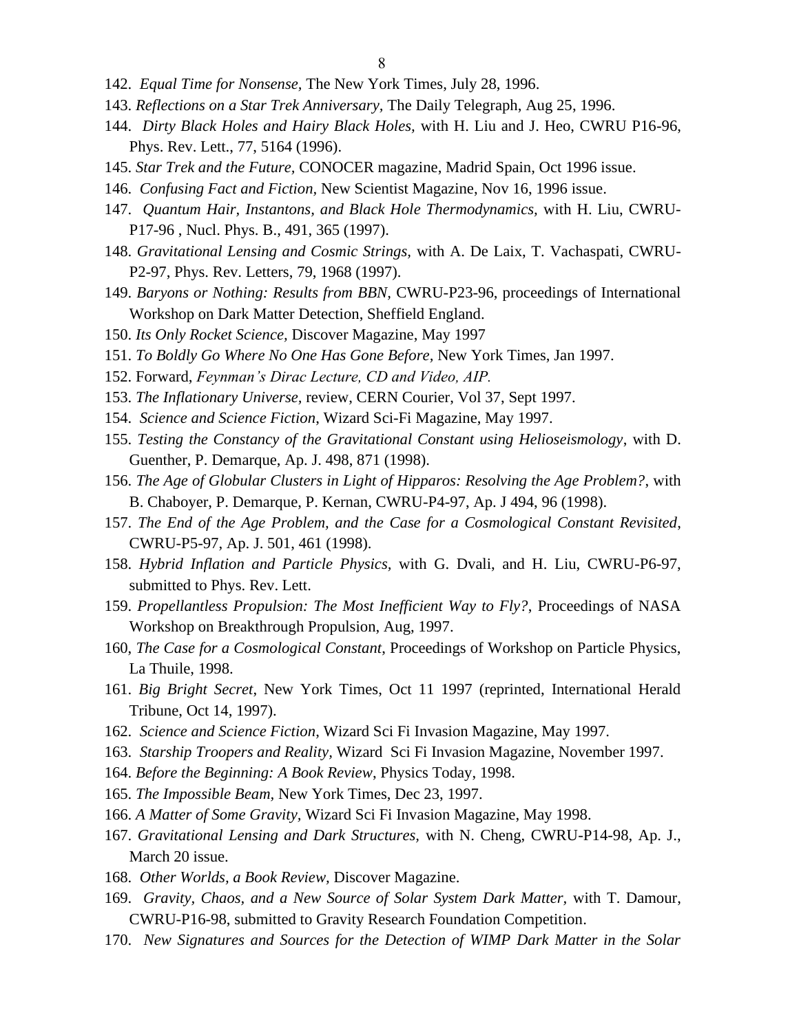142. *Equal Time for Nonsense*, The New York Times, July 28, 1996.
143. *Reflections on a Star Trek Anniversary*, The Daily Telegraph, Aug 25, 1996.
144. *Dirty Black Holes and Hairy Black Holes*, with H. Liu and J. Heo, CWRU P16-96, Phys. Rev. Lett., 77, 5164 (1996).
145. *Star Trek and the Future*, CONOCER magazine, Madrid Spain, Oct 1996 issue.
146. *Confusing Fact and Fiction*, New Scientist Magazine, Nov 16, 1996 issue.
147. *Quantum Hair, Instantons, and Black Hole Thermodynamics*, with H. Liu, CWRU-P17-96 , Nucl. Phys. B., 491, 365 (1997).
148. *Gravitational Lensing and Cosmic Strings*, with A. De Laix, T. Vachaspati, CWRU-P2-97, Phys. Rev. Letters, 79, 1968 (1997).
149. *Baryons or Nothing: Results from BBN*, CWRU-P23-96, proceedings of International Workshop on Dark Matter Detection, Sheffield England.
150. *Its Only Rocket Science*, Discover Magazine, May 1997
151. *To Boldly Go Where No One Has Gone Before*, New York Times, Jan 1997.
152. Forward, *Feynman's Dirac Lecture, CD and Video, AIP.*
153. *The Inflationary Universe*, review, CERN Courier, Vol 37, Sept 1997.
154. *Science and Science Fiction*, Wizard Sci-Fi Magazine, May 1997.
155. *Testing the Constancy of the Gravitational Constant using Helioseismology*, with D. Guenther, P. Demarque, Ap. J. 498, 871 (1998).
156. *The Age of Globular Clusters in Light of Hipparos: Resolving the Age Problem?*, with B. Chaboyer, P. Demarque, P. Kernan, CWRU-P4-97, Ap. J 494, 96 (1998).
157. *The End of the Age Problem, and the Case for a Cosmological Constant Revisited*, CWRU-P5-97, Ap. J. 501, 461 (1998).
158. *Hybrid Inflation and Particle Physics*, with G. Dvali, and H. Liu, CWRU-P6-97, submitted to Phys. Rev. Lett.
159. *Propellantless Propulsion: The Most Inefficient Way to Fly?*, Proceedings of NASA Workshop on Breakthrough Propulsion, Aug, 1997.
160, *The Case for a Cosmological Constant*, Proceedings of Workshop on Particle Physics, La Thuile, 1998.
161. *Big Bright Secret*, New York Times, Oct 11 1997 (reprinted, International Herald Tribune, Oct 14, 1997).
162. *Science and Science Fiction*, Wizard Sci Fi Invasion Magazine, May 1997.
163. *Starship Troopers and Reality*, Wizard Sci Fi Invasion Magazine, November 1997.
164. *Before the Beginning: A Book Review*, Physics Today, 1998.
165. *The Impossible Beam*, New York Times, Dec 23, 1997.
166. *A Matter of Some Gravity*, Wizard Sci Fi Invasion Magazine, May 1998.
167. *Gravitational Lensing and Dark Structures*, with N. Cheng, CWRU-P14-98, Ap. J., March 20 issue.
168. *Other Worlds, a Book Review*, Discover Magazine.
169. *Gravity, Chaos, and a New Source of Solar System Dark Matter*, with T. Damour, CWRU-P16-98, submitted to Gravity Research Foundation Competition.
170. *New Signatures and Sources for the Detection of WIMP Dark Matter in the Solar*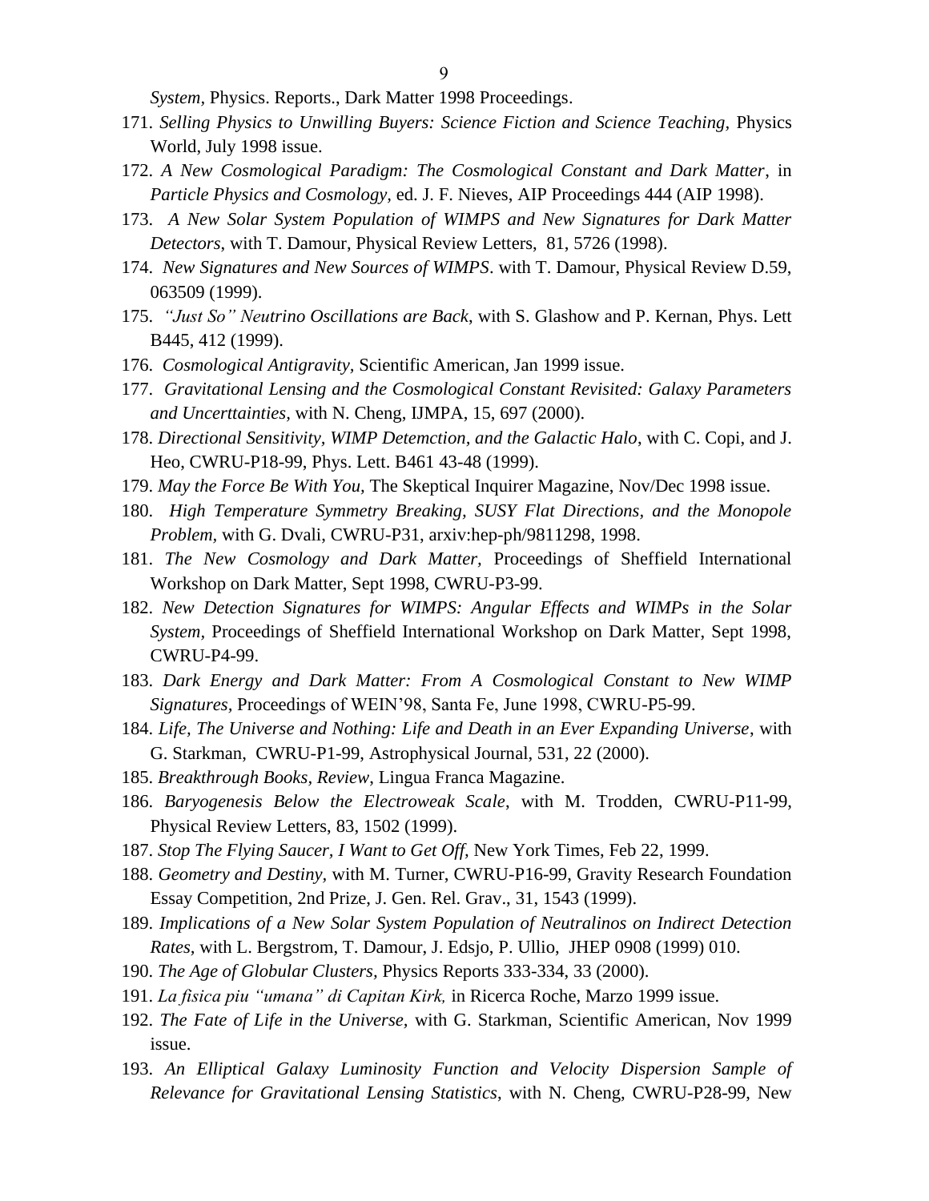*System*, Physics. Reports., Dark Matter 1998 Proceedings.

171. *Selling Physics to Unwilling Buyers: Science Fiction and Science Teaching,* Physics World, July 1998 issue.
172. *A New Cosmological Paradigm: The Cosmological Constant and Dark Matter*, in *Particle Physics and Cosmology*, ed. J. F. Nieves, AIP Proceedings 444 (AIP 1998).
173. *A New Solar System Population of WIMPS and New Signatures for Dark Matter Detectors*, with T. Damour, Physical Review Letters, 81, 5726 (1998).
174. *New Signatures and New Sources of WIMPS*. with T. Damour, Physical Review D.59, 063509 (1999).
175. *"Just So" Neutrino Oscillations are Back*, with S. Glashow and P. Kernan, Phys. Lett B445, 412 (1999).
176. *Cosmological Antigravity,* Scientific American, Jan 1999 issue.
177. *Gravitational Lensing and the Cosmological Constant Revisited: Galaxy Parameters and Uncerttainties,* with N. Cheng, IJMPA, 15, 697 (2000).
178. *Directional Sensitivity, WIMP Detemction, and the Galactic Halo,* with C. Copi, and J. Heo, CWRU-P18-99, Phys. Lett. B461 43-48 (1999).
179. *May the Force Be With You*, The Skeptical Inquirer Magazine, Nov/Dec 1998 issue.
180. *High Temperature Symmetry Breaking, SUSY Flat Directions, and the Monopole Problem,* with G. Dvali, CWRU-P31, arxiv:hep-ph/9811298, 1998.
181. *The New Cosmology and Dark Matter,* Proceedings of Sheffield International Workshop on Dark Matter, Sept 1998, CWRU-P3-99.
182. *New Detection Signatures for WIMPS: Angular Effects and WIMPs in the Solar System*, Proceedings of Sheffield International Workshop on Dark Matter, Sept 1998, CWRU-P4-99.
183. *Dark Energy and Dark Matter: From A Cosmological Constant to New WIMP Signatures,* Proceedings of WEIN'98, Santa Fe, June 1998, CWRU-P5-99.
184. *Life, The Universe and Nothing: Life and Death in an Ever Expanding Universe*, with G. Starkman, CWRU-P1-99, Astrophysical Journal, 531, 22 (2000).
185. *Breakthrough Books, Review*, Lingua Franca Magazine.
186. *Baryogenesis Below the Electroweak Scale*, with M. Trodden, CWRU-P11-99, Physical Review Letters, 83, 1502 (1999).
187. *Stop The Flying Saucer, I Want to Get Off,* New York Times, Feb 22, 1999.
188. *Geometry and Destiny,* with M. Turner, CWRU-P16-99, Gravity Research Foundation Essay Competition, 2nd Prize, J. Gen. Rel. Grav., 31, 1543 (1999).
189. *Implications of a New Solar System Population of Neutralinos on Indirect Detection Rates,* with L. Bergstrom, T. Damour, J. Edsjo, P. Ullio, JHEP 0908 (1999) 010.
190. *The Age of Globular Clusters,* Physics Reports 333-334, 33 (2000).
191. *La fisica piu "umana" di Capitan Kirk,* in Ricerca Roche, Marzo 1999 issue.
192. *The Fate of Life in the Universe*, with G. Starkman, Scientific American, Nov 1999 issue.
193. *An Elliptical Galaxy Luminosity Function and Velocity Dispersion Sample of Relevance for Gravitational Lensing Statistics*, with N. Cheng, CWRU-P28-99, New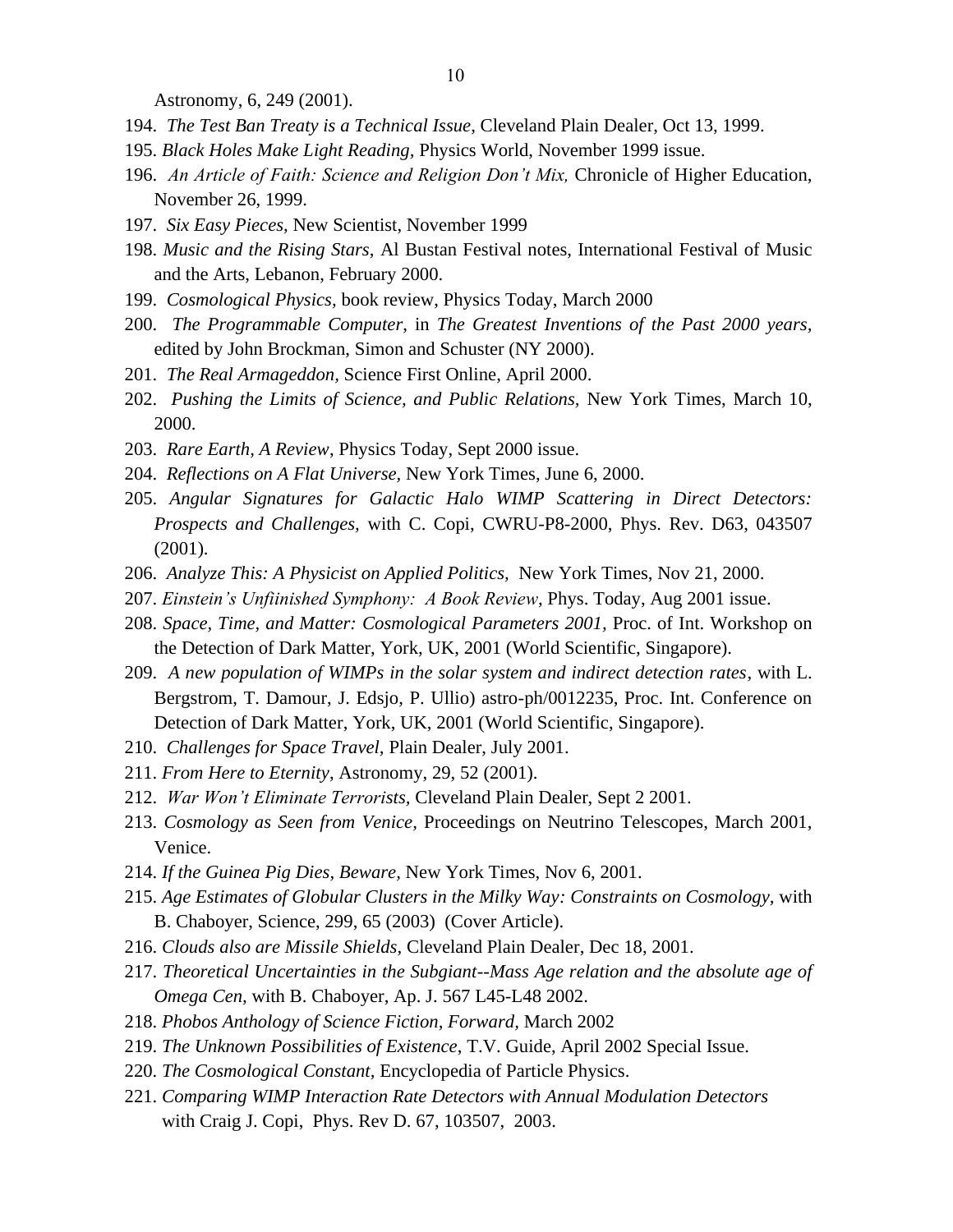Astronomy, 6, 249 (2001).

194. *The Test Ban Treaty is a Technical Issue*, Cleveland Plain Dealer, Oct 13, 1999.
195. *Black Holes Make Light Reading*, Physics World, November 1999 issue.
196. *An Article of Faith: Science and Religion Don't Mix,* Chronicle of Higher Education, November 26, 1999.
197. *Six Easy Pieces*, New Scientist, November 1999
198. *Music and the Rising Stars,* Al Bustan Festival notes, International Festival of Music and the Arts, Lebanon, February 2000.
199. *Cosmological Physics,* book review, Physics Today, March 2000
200. *The Programmable Computer*, in *The Greatest Inventions of the Past 2000 years*, edited by John Brockman, Simon and Schuster (NY 2000).
201. *The Real Armageddon,* Science First Online, April 2000.
202. *Pushing the Limits of Science, and Public Relations,* New York Times, March 10, 2000.
203. *Rare Earth, A Review*, Physics Today, Sept 2000 issue.
204. *Reflections on A Flat Universe,* New York Times, June 6, 2000.
205. *Angular Signatures for Galactic Halo WIMP Scattering in Direct Detectors: Prospects and Challenges,* with C. Copi, CWRU-P8-2000, Phys. Rev. D63, 043507 (2001).
206. *Analyze This: A Physicist on Applied Politics,* New York Times, Nov 21, 2000.
207. *Einstein's Unfiinished Symphony: A Book Review*, Phys. Today, Aug 2001 issue.
208. *Space, Time, and Matter: Cosmological Parameters 2001,* Proc. of Int. Workshop on the Detection of Dark Matter, York, UK, 2001 (World Scientific, Singapore).
209. *A new population of WIMPs in the solar system and indirect detection rates*, with L. Bergstrom, T. Damour, J. Edsjo, P. Ullio) astro-ph/0012235, Proc. Int. Conference on Detection of Dark Matter, York, UK, 2001 (World Scientific, Singapore).
210. *Challenges for Space Travel,* Plain Dealer, July 2001.
211. *From Here to Eternity*, Astronomy, 29, 52 (2001).
212. *War Won't Eliminate Terrorists,* Cleveland Plain Dealer, Sept 2 2001.
213. *Cosmology as Seen from Venice,* Proceedings on Neutrino Telescopes, March 2001, Venice.
214. *If the Guinea Pig Dies, Beware,* New York Times, Nov 6, 2001.
215. *Age Estimates of Globular Clusters in the Milky Way: Constraints on Cosmology,* with B. Chaboyer, Science, 299, 65 (2003) (Cover Article).
216. *Clouds also are Missile Shields*, Cleveland Plain Dealer, Dec 18, 2001.
217. *Theoretical Uncertainties in the Subgiant--Mass Age relation and the absolute age of Omega Cen,* with B. Chaboyer, Ap. J. 567 L45-L48 2002.
218. *Phobos Anthology of Science Fiction, Forward*, March 2002
219. *The Unknown Possibilities of Existence*, T.V. Guide, April 2002 Special Issue.
220. *The Cosmological Constant*, Encyclopedia of Particle Physics.
221. *Comparing WIMP Interaction Rate Detectors with Annual Modulation Detectors* with Craig J. Copi, Phys. Rev D. 67, 103507, 2003.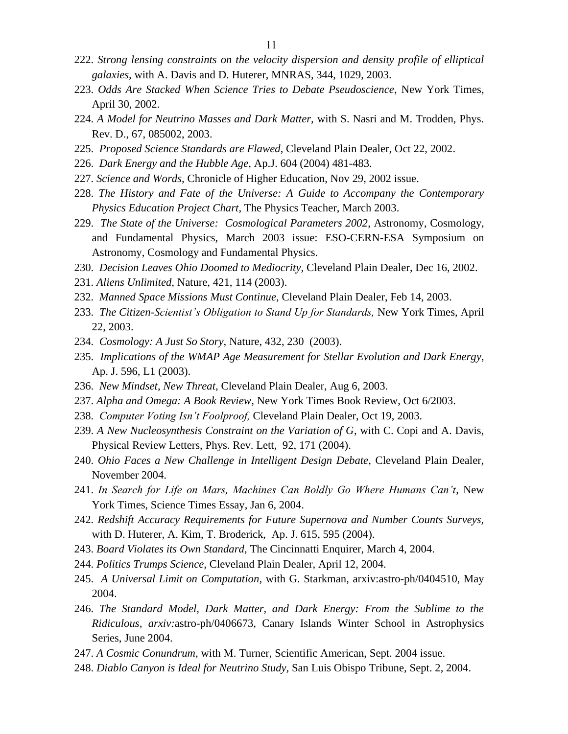222. *Strong lensing constraints on the velocity dispersion and density profile of elliptical galaxies,* with A. Davis and D. Huterer, MNRAS, 344, 1029, 2003.
223. *Odds Are Stacked When Science Tries to Debate Pseudoscience*, New York Times, April 30, 2002.
224. *A Model for Neutrino Masses and Dark Matter,* with S. Nasri and M. Trodden, Phys. Rev. D., 67, 085002, 2003.
225. *Proposed Science Standards are Flawed*, Cleveland Plain Dealer, Oct 22, 2002.
226. *Dark Energy and the Hubble Age,* Ap.J. 604 (2004) 481-483.
227. *Science and Words*, Chronicle of Higher Education, Nov 29, 2002 issue.
228. *The History and Fate of the Universe: A Guide to Accompany the Contemporary Physics Education Project Chart,* The Physics Teacher, March 2003.
229. *The State of the Universe: Cosmological Parameters 2002*, Astronomy, Cosmology, and Fundamental Physics, March 2003 issue: ESO-CERN-ESA Symposium on Astronomy, Cosmology and Fundamental Physics.
230. *Decision Leaves Ohio Doomed to Mediocrity*, Cleveland Plain Dealer, Dec 16, 2002.
231. *Aliens Unlimited*, Nature, 421, 114 (2003).
232. *Manned Space Missions Must Continue*, Cleveland Plain Dealer, Feb 14, 2003.
233. *The Citizen-Scientist's Obligation to Stand Up for Standards,* New York Times, April 22, 2003.
234. *Cosmology: A Just So Story*, Nature, 432, 230 (2003).
235. *Implications of the WMAP Age Measurement for Stellar Evolution and Dark Energy*, Ap. J. 596, L1 (2003).
236. *New Mindset, New Threat,* Cleveland Plain Dealer, Aug 6, 2003.
237. *Alpha and Omega: A Book Review*, New York Times Book Review, Oct 6/2003.
238. *Computer Voting Isn't Foolproof,* Cleveland Plain Dealer, Oct 19, 2003.
239. *A New Nucleosynthesis Constraint on the Variation of G,* with C. Copi and A. Davis, Physical Review Letters, Phys. Rev. Lett, 92, 171 (2004).
240. *Ohio Faces a New Challenge in Intelligent Design Debate,* Cleveland Plain Dealer, November 2004.
241. *In Search for Life on Mars, Machines Can Boldly Go Where Humans Can't,* New York Times, Science Times Essay, Jan 6, 2004.
242. *Redshift Accuracy Requirements for Future Supernova and Number Counts Surveys,* with D. Huterer, A. Kim, T. Broderick, Ap. J. 615, 595 (2004).
243. *Board Violates its Own Standard,* The Cincinnatti Enquirer, March 4, 2004.
244. *Politics Trumps Science,* Cleveland Plain Dealer, April 12, 2004.
245. *A Universal Limit on Computation,* with G. Starkman, arxiv:astro-ph/0404510, May 2004.
246. *The Standard Model, Dark Matter, and Dark Energy: From the Sublime to the Ridiculous, arxiv:*astro-ph/0406673, Canary Islands Winter School in Astrophysics Series, June 2004.
247. *A Cosmic Conundrum*, with M. Turner, Scientific American, Sept. 2004 issue.
248. *Diablo Canyon is Ideal for Neutrino Study,* San Luis Obispo Tribune, Sept. 2, 2004.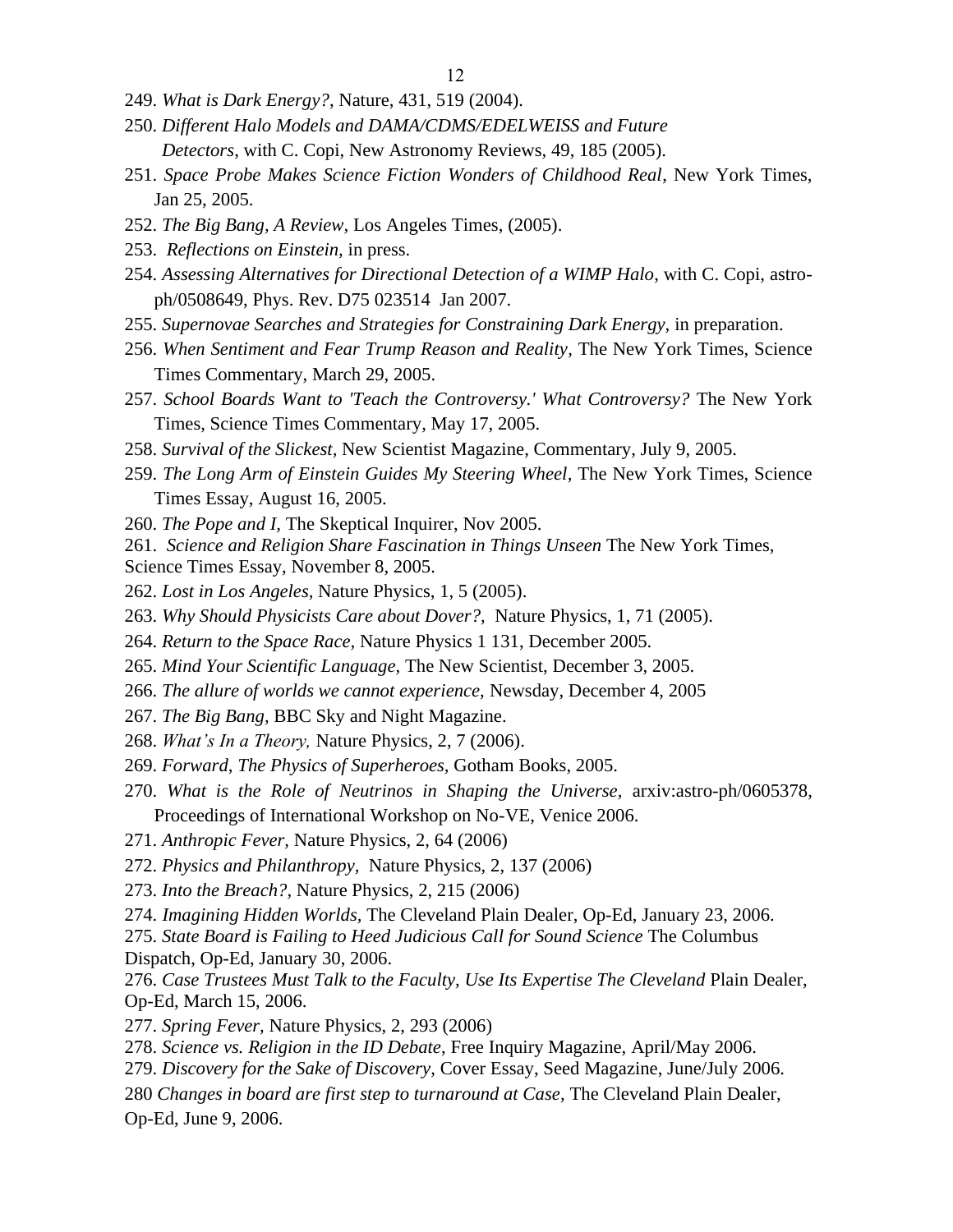249. *What is Dark Energy?*, Nature, 431, 519 (2004).

250. *Different Halo Models and DAMA/CDMS/EDELWEISS and Future Detectors*, with C. Copi, New Astronomy Reviews, 49, 185 (2005).

251. *Space Probe Makes Science Fiction Wonders of Childhood Real*, New York Times, Jan 25, 2005.

252. *The Big Bang, A Review*, Los Angeles Times, (2005).

253. *Reflections on Einstein,* in press.

254. *Assessing Alternatives for Directional Detection of a WIMP Halo*, with C. Copi, astro-ph/0508649, Phys. Rev. D75 023514 Jan 2007.

255. *Supernovae Searches and Strategies for Constraining Dark Energy,* in preparation.

256. *When Sentiment and Fear Trump Reason and Reality*, The New York Times, Science Times Commentary, March 29, 2005.

257. *School Boards Want to 'Teach the Controversy.' What Controversy?* The New York Times, Science Times Commentary, May 17, 2005.

258. *Survival of the Slickest*, New Scientist Magazine, Commentary, July 9, 2005.

259. *The Long Arm of Einstein Guides My Steering Wheel*, The New York Times, Science Times Essay, August 16, 2005.

260. *The Pope and I,* The Skeptical Inquirer, Nov 2005.

261. *Science and Religion Share Fascination in Things Unseen* The New York Times, Science Times Essay, November 8, 2005.

262. *Lost in Los Angeles*, Nature Physics, 1, 5 (2005).

263. *Why Should Physicists Care about Dover?,* Nature Physics, 1, 71 (2005).

264. *Return to the Space Race,* Nature Physics 1 131, December 2005.

265. *Mind Your Scientific Language,* The New Scientist, December 3, 2005.

266. *The allure of worlds we cannot experience,* Newsday, December 4, 2005

267. *The Big Bang,* BBC Sky and Night Magazine.

268. *What's In a Theory,* Nature Physics, 2, 7 (2006).

269. *Forward, The Physics of Superheroes,* Gotham Books, 2005.

270. *What is the Role of Neutrinos in Shaping the Universe*, arxiv:astro-ph/0605378, Proceedings of International Workshop on No-VE, Venice 2006.

271. *Anthropic Fever,* Nature Physics, 2, 64 (2006)

272. *Physics and Philanthropy,* Nature Physics, 2, 137 (2006)

273. *Into the Breach?,* Nature Physics, 2, 215 (2006)

274. *Imagining Hidden Worlds,* The Cleveland Plain Dealer, Op-Ed, January 23, 2006.

275. *State Board is Failing to Heed Judicious Call for Sound Science* The Columbus Dispatch, Op-Ed, January 30, 2006.

276. *Case Trustees Must Talk to the Faculty, Use Its Expertise The Cleveland* Plain Dealer, Op-Ed, March 15, 2006.

277. *Spring Fever,* Nature Physics, 2, 293 (2006)

278. *Science vs. Religion in the ID Debate*, Free Inquiry Magazine, April/May 2006.

279. *Discovery for the Sake of Discovery*, Cover Essay, Seed Magazine, June/July 2006.

280 *Changes in board are first step to turnaround at Case*, The Cleveland Plain Dealer, Op-Ed, June 9, 2006.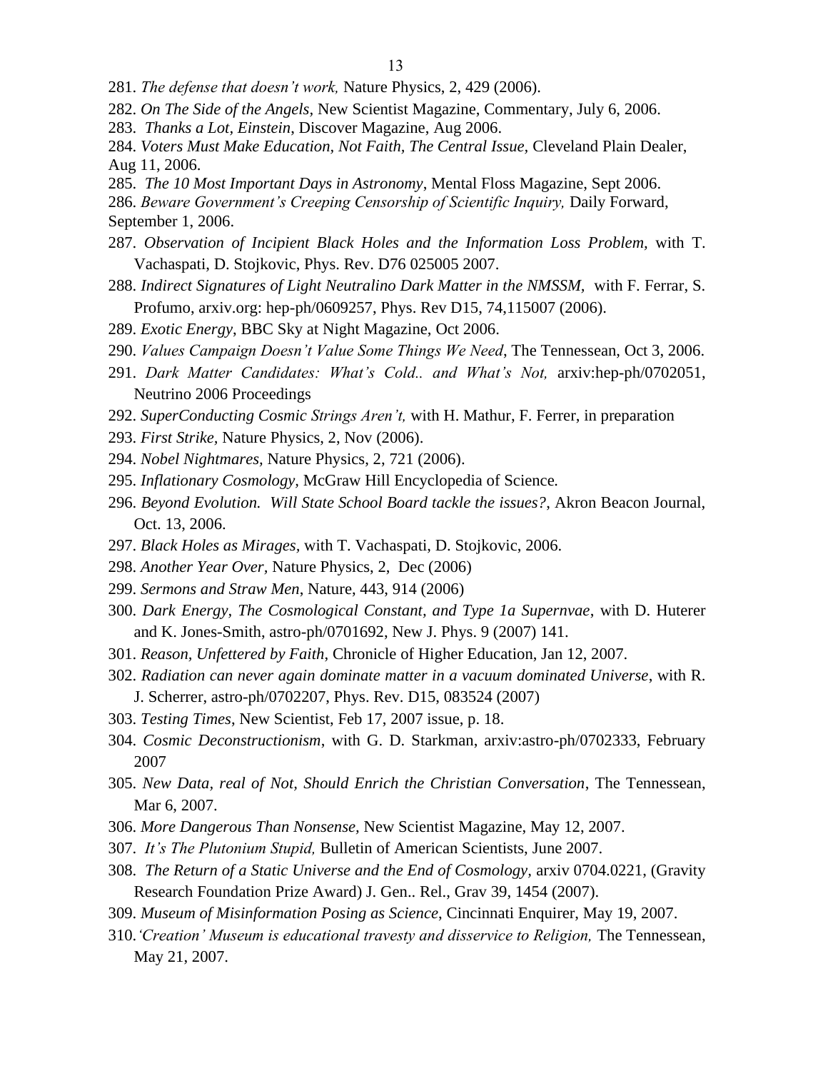281. *The defense that doesn't work,* Nature Physics, 2, 429 (2006).

282. *On The Side of the Angels*, New Scientist Magazine, Commentary, July 6, 2006.

283. *Thanks a Lot, Einstein*, Discover Magazine, Aug 2006.

284. *Voters Must Make Education, Not Faith, The Central Issue,* Cleveland Plain Dealer, Aug 11, 2006.

285. *The 10 Most Important Days in Astronomy*, Mental Floss Magazine, Sept 2006.

286. *Beware Government's Creeping Censorship of Scientific Inquiry,* Daily Forward, September 1, 2006.

287. *Observation of Incipient Black Holes and the Information Loss Problem,* with T. Vachaspati, D. Stojkovic, Phys. Rev. D76 025005 2007.

288. *Indirect Signatures of Light Neutralino Dark Matter in the NMSSM,* with F. Ferrar, S. Profumo, arxiv.org: hep-ph/0609257, Phys. Rev D15, 74,115007 (2006).

289. *Exotic Energy*, BBC Sky at Night Magazine, Oct 2006.

290. *Values Campaign Doesn't Value Some Things We Need*, The Tennessean, Oct 3, 2006.

291. *Dark Matter Candidates: What's Cold.. and What's Not,* arxiv:hep-ph/0702051, Neutrino 2006 Proceedings

292. *SuperConducting Cosmic Strings Aren't,* with H. Mathur, F. Ferrer, in preparation

293. *First Strike,* Nature Physics, 2, Nov (2006).

294. *Nobel Nightmares,* Nature Physics, 2, 721 (2006).

295. *Inflationary Cosmology,* McGraw Hill Encyclopedia of Science.

296. *Beyond Evolution. Will State School Board tackle the issues?*, Akron Beacon Journal, Oct. 13, 2006.

297. *Black Holes as Mirages*, with T. Vachaspati, D. Stojkovic, 2006.

298. *Another Year Over,* Nature Physics, 2, Dec (2006)

299. *Sermons and Straw Men*, Nature, 443, 914 (2006)

300. *Dark Energy, The Cosmological Constant, and Type 1a Supernvae*, with D. Huterer and K. Jones-Smith, astro-ph/0701692, New J. Phys. 9 (2007) 141.

301. *Reason, Unfettered by Faith*, Chronicle of Higher Education, Jan 12, 2007.

302. *Radiation can never again dominate matter in a vacuum dominated Universe*, with R. J. Scherrer, astro-ph/0702207, Phys. Rev. D15, 083524 (2007)

303. *Testing Times*, New Scientist, Feb 17, 2007 issue, p. 18.

304. *Cosmic Deconstructionism*, with G. D. Starkman, arxiv:astro-ph/0702333, February 2007

305. *New Data, real of Not, Should Enrich the Christian Conversation*, The Tennessean, Mar 6, 2007.

306. *More Dangerous Than Nonsense,* New Scientist Magazine, May 12, 2007.

307. *It's The Plutonium Stupid,* Bulletin of American Scientists, June 2007.

308. *The Return of a Static Universe and the End of Cosmology,* arxiv 0704.0221, (Gravity Research Foundation Prize Award) J. Gen.. Rel., Grav 39, 1454 (2007).

309. *Museum of Misinformation Posing as Science*, Cincinnati Enquirer, May 19, 2007.

310. *'Creation' Museum is educational travesty and disservice to Religion,* The Tennessean, May 21, 2007.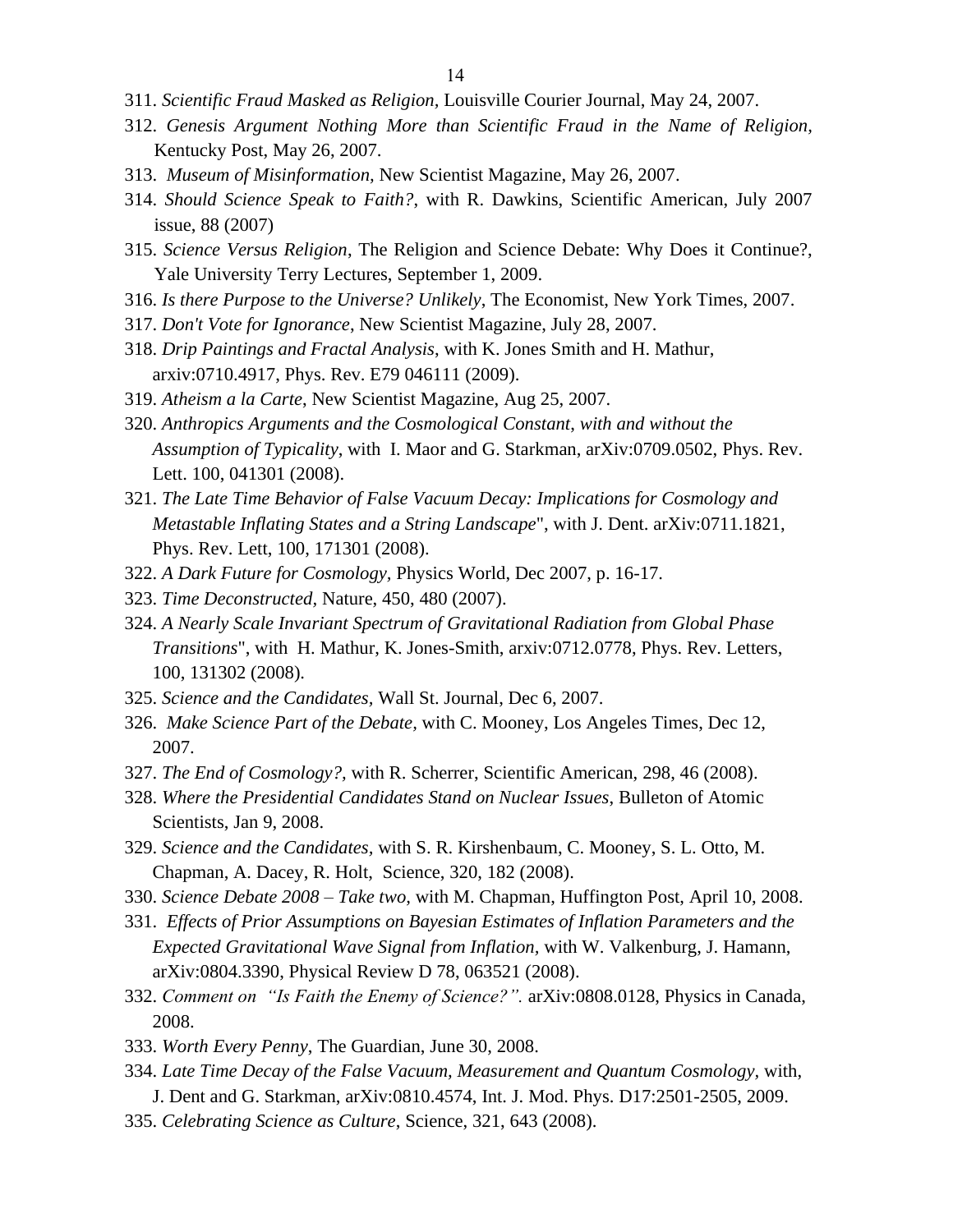311. *Scientific Fraud Masked as Religion,* Louisville Courier Journal, May 24, 2007.
312. *Genesis Argument Nothing More than Scientific Fraud in the Name of Religion,* Kentucky Post, May 26, 2007.
313. *Museum of Misinformation,* New Scientist Magazine, May 26, 2007.
314. *Should Science Speak to Faith?*, with R. Dawkins, Scientific American, July 2007 issue, 88 (2007)
315. *Science Versus Religion*, The Religion and Science Debate: Why Does it Continue?, Yale University Terry Lectures, September 1, 2009.
316. *Is there Purpose to the Universe? Unlikely*, The Economist, New York Times, 2007.
317. *Don't Vote for Ignorance*, New Scientist Magazine, July 28, 2007.
318. *Drip Paintings and Fractal Analysis*, with K. Jones Smith and H. Mathur, arxiv:0710.4917, Phys. Rev. E79 046111 (2009).
319. *Atheism a la Carte*, New Scientist Magazine, Aug 25, 2007.
320. *Anthropics Arguments and the Cosmological Constant, with and without the Assumption of Typicality*, with I. Maor and G. Starkman, arXiv:0709.0502, Phys. Rev. Lett. 100, 041301 (2008).
321. *The Late Time Behavior of False Vacuum Decay: Implications for Cosmology and Metastable Inflating States and a String Landscape*", with J. Dent. arXiv:0711.1821, Phys. Rev. Lett, 100, 171301 (2008).
322. *A Dark Future for Cosmology,* Physics World, Dec 2007, p. 16-17.
323. *Time Deconstructed,* Nature, 450, 480 (2007).
324. *A Nearly Scale Invariant Spectrum of Gravitational Radiation from Global Phase Transitions*", with H. Mathur, K. Jones-Smith, arxiv:0712.0778, Phys. Rev. Letters, 100, 131302 (2008).
325. *Science and the Candidates,* Wall St. Journal, Dec 6, 2007.
326. *Make Science Part of the Debate,* with C. Mooney, Los Angeles Times, Dec 12, 2007.
327. *The End of Cosmology?*, with R. Scherrer, Scientific American, 298, 46 (2008).
328. *Where the Presidential Candidates Stand on Nuclear Issues*, Bulleton of Atomic Scientists, Jan 9, 2008.
329. *Science and the Candidates*, with S. R. Kirshenbaum, C. Mooney, S. L. Otto, M. Chapman, A. Dacey, R. Holt, Science, 320, 182 (2008).
330. *Science Debate 2008 – Take two,* with M. Chapman, Huffington Post, April 10, 2008.
331. *Effects of Prior Assumptions on Bayesian Estimates of Inflation Parameters and the Expected Gravitational Wave Signal from Inflation,* with W. Valkenburg, J. Hamann, arXiv:0804.3390, Physical Review D 78, 063521 (2008).
332. *Comment on "Is Faith the Enemy of Science?".* arXiv:0808.0128, Physics in Canada, 2008.
333. *Worth Every Penny*, The Guardian, June 30, 2008.
334. *Late Time Decay of the False Vacuum, Measurement and Quantum Cosmology,* with, J. Dent and G. Starkman, arXiv:0810.4574, Int. J. Mod. Phys. D17:2501-2505, 2009.
335. *Celebrating Science as Culture*, Science, 321, 643 (2008).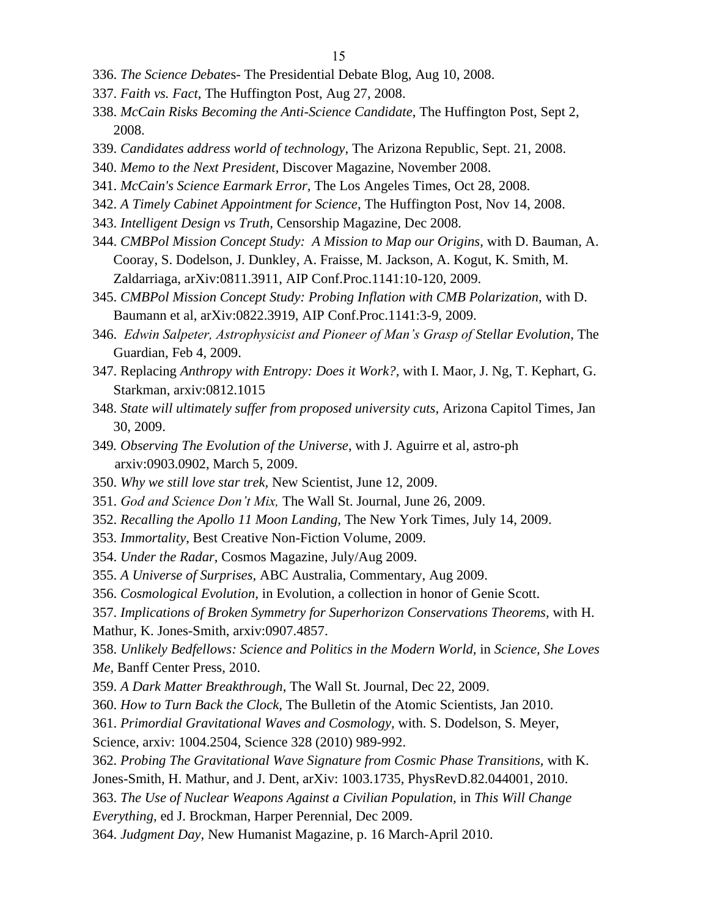336. *The Science Debates*- The Presidential Debate Blog, Aug 10, 2008.
337. *Faith vs. Fact*, The Huffington Post, Aug 27, 2008.
338. *McCain Risks Becoming the Anti-Science Candidate*, The Huffington Post, Sept 2, 2008.
339. *Candidates address world of technology*, The Arizona Republic, Sept. 21, 2008.
340. *Memo to the Next President*, Discover Magazine, November 2008.
341. *McCain's Science Earmark Error*, The Los Angeles Times, Oct 28, 2008.
342. *A Timely Cabinet Appointment for Science*, The Huffington Post, Nov 14, 2008.
343. *Intelligent Design vs Truth*, Censorship Magazine, Dec 2008.
344. *CMBPol Mission Concept Study: A Mission to Map our Origins*, with D. Bauman, A. Cooray, S. Dodelson, J. Dunkley, A. Fraisse, M. Jackson, A. Kogut, K. Smith, M. Zaldarriaga, arXiv:0811.3911, AIP Conf.Proc.1141:10-120, 2009.
345. *CMBPol Mission Concept Study: Probing Inflation with CMB Polarization*, with D. Baumann et al, arXiv:0822.3919, AIP Conf.Proc.1141:3-9, 2009.
346. *Edwin Salpeter, Astrophysicist and Pioneer of Man's Grasp of Stellar Evolution*, The Guardian, Feb 4, 2009.
347. Replacing *Anthropy with Entropy: Does it Work?*, with I. Maor, J. Ng, T. Kephart, G. Starkman, arxiv:0812.1015
348. *State will ultimately suffer from proposed university cuts*, Arizona Capitol Times, Jan 30, 2009.
349. *Observing The Evolution of the Universe*, with J. Aguirre et al, astro-ph arxiv:0903.0902, March 5, 2009.
350. *Why we still love star trek*, New Scientist, June 12, 2009.
351. *God and Science Don't Mix,* The Wall St. Journal, June 26, 2009.
352. *Recalling the Apollo 11 Moon Landing*, The New York Times, July 14, 2009.
353. *Immortality*, Best Creative Non-Fiction Volume, 2009.
354. *Under the Radar*, Cosmos Magazine, July/Aug 2009.
355. *A Universe of Surprises*, ABC Australia, Commentary, Aug 2009.
356. *Cosmological Evolution*, in Evolution, a collection in honor of Genie Scott.
357. *Implications of Broken Symmetry for Superhorizon Conservations Theorems*, with H. Mathur, K. Jones-Smith, arxiv:0907.4857.
358. *Unlikely Bedfellows: Science and Politics in the Modern World*, in *Science, She Loves Me*, Banff Center Press, 2010.
359. *A Dark Matter Breakthrough*, The Wall St. Journal, Dec 22, 2009.
360. *How to Turn Back the Clock*, The Bulletin of the Atomic Scientists, Jan 2010.
361. *Primordial Gravitational Waves and Cosmology*, with. S. Dodelson, S. Meyer, Science, arxiv: 1004.2504, Science 328 (2010) 989-992.
362. *Probing The Gravitational Wave Signature from Cosmic Phase Transitions*, with K. Jones-Smith, H. Mathur, and J. Dent, arXiv: 1003.1735, PhysRevD.82.044001, 2010.
363. *The Use of Nuclear Weapons Against a Civilian Population*, in *This Will Change Everything*, ed J. Brockman, Harper Perennial, Dec 2009.
364. *Judgment Day*, New Humanist Magazine, p. 16 March-April 2010.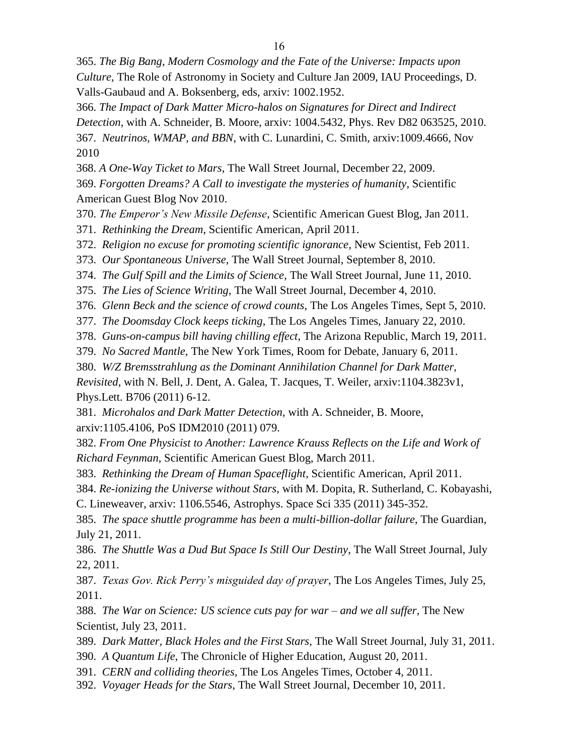365. *The Big Bang, Modern Cosmology and the Fate of the Universe: Impacts upon Culture*, The Role of Astronomy in Society and Culture Jan 2009, IAU Proceedings, D. Valls-Gaubaud and A. Boksenberg, eds, arxiv: 1002.1952.

366. *The Impact of Dark Matter Micro-halos on Signatures for Direct and Indirect Detection*, with A. Schneider, B. Moore, arxiv: 1004.5432, Phys. Rev D82 063525, 2010.

367. *Neutrinos, WMAP, and BBN*, with C. Lunardini, C. Smith, arxiv:1009.4666, Nov 2010

368. *A One-Way Ticket to Mars*, The Wall Street Journal, December 22, 2009.

369. *Forgotten Dreams? A Call to investigate the mysteries of humanity*, Scientific American Guest Blog Nov 2010.

370. *The Emperor's New Missile Defense*, Scientific American Guest Blog, Jan 2011.

371. *Rethinking the Dream*, Scientific American, April 2011.

372. *Religion no excuse for promoting scientific ignorance*, New Scientist, Feb 2011.

373. *Our Spontaneous Universe*, The Wall Street Journal, September 8, 2010.

374. *The Gulf Spill and the Limits of Science*, The Wall Street Journal, June 11, 2010.

375. *The Lies of Science Writing*, The Wall Street Journal, December 4, 2010.

376. *Glenn Beck and the science of crowd counts*, The Los Angeles Times, Sept 5, 2010.

377. *The Doomsday Clock keeps ticking*, The Los Angeles Times, January 22, 2010.

378. *Guns-on-campus bill having chilling effect*, The Arizona Republic, March 19, 2011.

379. *No Sacred Mantle*, The New York Times, Room for Debate, January 6, 2011.

380. *W/Z Bremsstrahlung as the Dominant Annihilation Channel for Dark Matter, Revisited*, with N. Bell, J. Dent, A. Galea, T. Jacques, T. Weiler, arxiv:1104.3823v1, Phys.Lett. B706 (2011) 6-12.

381. *Microhalos and Dark Matter Detection*, with A. Schneider, B. Moore, arxiv:1105.4106, PoS IDM2010 (2011) 079.

382. *From One Physicist to Another: Lawrence Krauss Reflects on the Life and Work of Richard Feynman*, Scientific American Guest Blog, March 2011.

383. *Rethinking the Dream of Human Spaceflight*, Scientific American, April 2011.

384. *Re-ionizing the Universe without Stars*, with M. Dopita, R. Sutherland, C. Kobayashi, C. Lineweaver, arxiv: 1106.5546, Astrophys. Space Sci 335 (2011) 345-352.

385. *The space shuttle programme has been a multi-billion-dollar failure*, The Guardian, July 21, 2011.

386. *The Shuttle Was a Dud But Space Is Still Our Destiny*, The Wall Street Journal, July 22, 2011.

387. *Texas Gov. Rick Perry's misguided day of prayer*, The Los Angeles Times, July 25, 2011.

388. *The War on Science: US science cuts pay for war – and we all suffer*, The New Scientist, July 23, 2011.

389. *Dark Matter, Black Holes and the First Stars*, The Wall Street Journal, July 31, 2011.

390. *A Quantum Life*, The Chronicle of Higher Education, August 20, 2011.

391. *CERN and colliding theories*, The Los Angeles Times, October 4, 2011.

392. *Voyager Heads for the Stars*, The Wall Street Journal, December 10, 2011.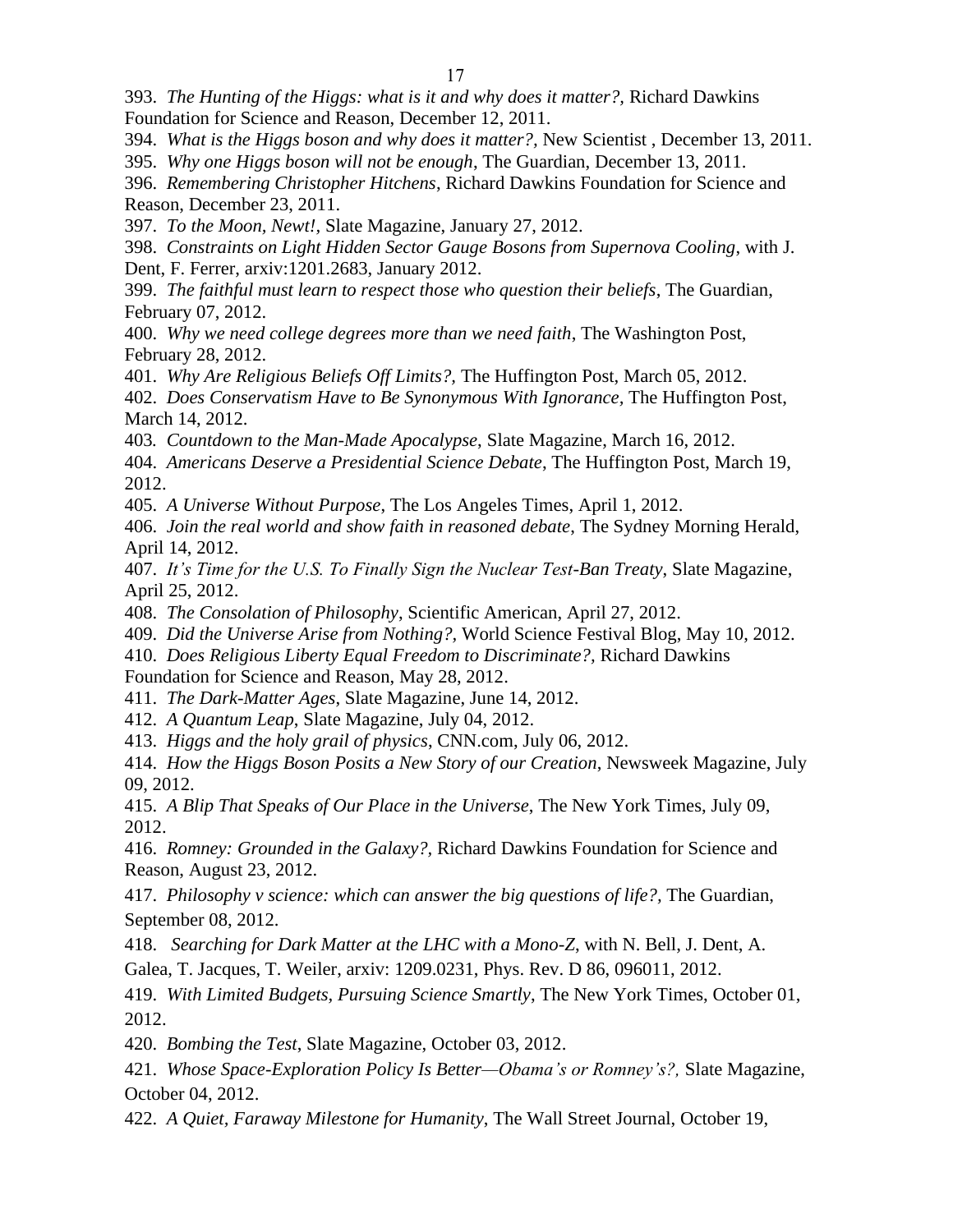393. *The Hunting of the Higgs: what is it and why does it matter?,* Richard Dawkins Foundation for Science and Reason, December 12, 2011.

394. *What is the Higgs boson and why does it matter?,* New Scientist , December 13, 2011.

395. *Why one Higgs boson will not be enough*, The Guardian, December 13, 2011.

396. *Remembering Christopher Hitchens*, Richard Dawkins Foundation for Science and Reason, December 23, 2011.

397. *To the Moon, Newt!,* Slate Magazine, January 27, 2012.

398. *Constraints on Light Hidden Sector Gauge Bosons from Supernova Cooling*, with J. Dent, F. Ferrer, arxiv:1201.2683, January 2012.

399. *The faithful must learn to respect those who question their beliefs*, The Guardian, February 07, 2012.

400. *Why we need college degrees more than we need faith*, The Washington Post, February 28, 2012.

401. *Why Are Religious Beliefs Off Limits?,* The Huffington Post, March 05, 2012.

402. *Does Conservatism Have to Be Synonymous With Ignorance,* The Huffington Post, March 14, 2012.

403*. Countdown to the Man-Made Apocalypse*, Slate Magazine, March 16, 2012.

404. *Americans Deserve a Presidential Science Debate*, The Huffington Post, March 19, 2012.

405. *A Universe Without Purpose*, The Los Angeles Times, April 1, 2012.

406. *Join the real world and show faith in reasoned debate*, The Sydney Morning Herald, April 14, 2012.

407. *It's Time for the U.S. To Finally Sign the Nuclear Test-Ban Treaty*, Slate Magazine, April 25, 2012.

408. *The Consolation of Philosophy*, Scientific American, April 27, 2012.

409. *Did the Universe Arise from Nothing?,* World Science Festival Blog, May 10, 2012.

410. *Does Religious Liberty Equal Freedom to Discriminate?,* Richard Dawkins Foundation for Science and Reason, May 28, 2012.

411. *The Dark-Matter Ages*, Slate Magazine, June 14, 2012.

412. *A Quantum Leap*, Slate Magazine, July 04, 2012.

413. *Higgs and the holy grail of physics*, CNN.com, July 06, 2012.

414. *How the Higgs Boson Posits a New Story of our Creation*, Newsweek Magazine, July 09, 2012.

415. *A Blip That Speaks of Our Place in the Universe*, The New York Times, July 09, 2012.

416. *Romney: Grounded in the Galaxy?,* Richard Dawkins Foundation for Science and Reason, August 23, 2012.

417. *Philosophy v science: which can answer the big questions of life?,* The Guardian, September 08, 2012.

418. *Searching for Dark Matter at the LHC with a Mono-Z*, with N. Bell, J. Dent, A. Galea, T. Jacques, T. Weiler, arxiv: 1209.0231, Phys. Rev. D 86, 096011, 2012.

419. *With Limited Budgets, Pursuing Science Smartly*, The New York Times, October 01, 2012.

420. *Bombing the Test*, Slate Magazine, October 03, 2012.

421. *Whose Space-Exploration Policy Is Better—Obama's or Romney's?,* Slate Magazine, October 04, 2012.

422. *A Quiet, Faraway Milestone for Humanity*, The Wall Street Journal, October 19,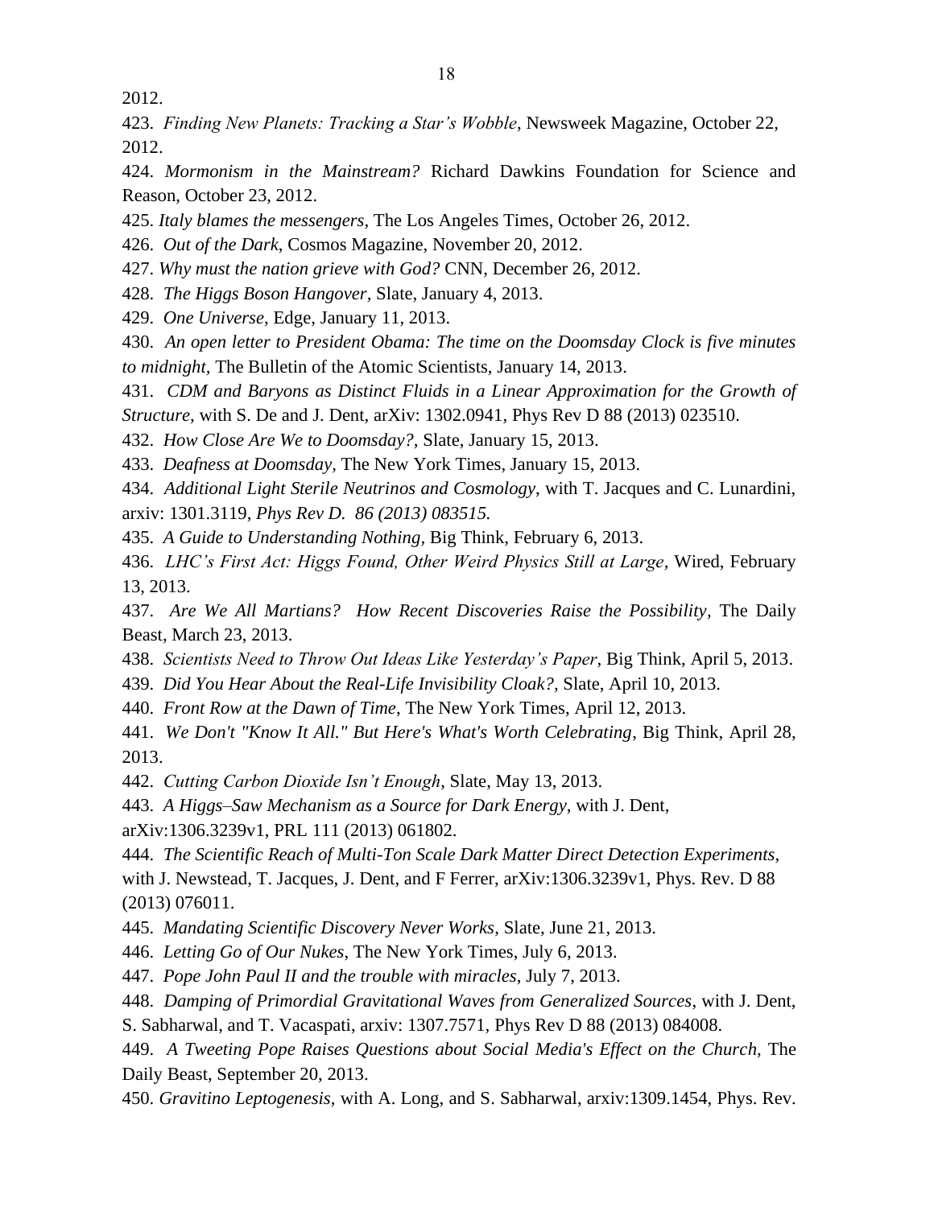2012.

423. *Finding New Planets: Tracking a Star's Wobble*, Newsweek Magazine, October 22, 2012.

424. *Mormonism in the Mainstream?* Richard Dawkins Foundation for Science and Reason, October 23, 2012.

425. *Italy blames the messengers*, The Los Angeles Times, October 26, 2012.

426. *Out of the Dark*, Cosmos Magazine, November 20, 2012.

427. *Why must the nation grieve with God?* CNN, December 26, 2012.

428. *The Higgs Boson Hangover*, Slate, January 4, 2013.

429. *One Universe*, Edge, January 11, 2013.

430. *An open letter to President Obama: The time on the Doomsday Clock is five minutes to midnight*, The Bulletin of the Atomic Scientists, January 14, 2013.

431. *CDM and Baryons as Distinct Fluids in a Linear Approximation for the Growth of Structure*, with S. De and J. Dent, arXiv: 1302.0941, Phys Rev D 88 (2013) 023510.

432. *How Close Are We to Doomsday?*, Slate, January 15, 2013.

433. *Deafness at Doomsday*, The New York Times, January 15, 2013.

434. *Additional Light Sterile Neutrinos and Cosmology*, with T. Jacques and C. Lunardini, arxiv: 1301.3119, *Phys Rev D. 86 (2013) 083515.*

435. *A Guide to Understanding Nothing*, Big Think, February 6, 2013.

436. *LHC's First Act: Higgs Found, Other Weird Physics Still at Large*, Wired, February 13, 2013.

437. *Are We All Martians? How Recent Discoveries Raise the Possibility*, The Daily Beast, March 23, 2013.

438. *Scientists Need to Throw Out Ideas Like Yesterday's Paper*, Big Think, April 5, 2013.

439. *Did You Hear About the Real-Life Invisibility Cloak?*, Slate, April 10, 2013.

440. *Front Row at the Dawn of Time*, The New York Times, April 12, 2013.

441. *We Don't "Know It All." But Here's What's Worth Celebrating*, Big Think, April 28, 2013.

442. *Cutting Carbon Dioxide Isn't Enough*, Slate, May 13, 2013.

443. *A Higgs–Saw Mechanism as a Source for Dark Energy*, with J. Dent, arXiv:1306.3239v1, PRL 111 (2013) 061802.

444. *The Scientific Reach of Multi-Ton Scale Dark Matter Direct Detection Experiments*, with J. Newstead, T. Jacques, J. Dent, and F Ferrer, arXiv:1306.3239v1, Phys. Rev. D 88 (2013) 076011.

445. *Mandating Scientific Discovery Never Works*, Slate, June 21, 2013.

446. *Letting Go of Our Nukes*, The New York Times, July 6, 2013.

447. *Pope John Paul II and the trouble with miracles*, July 7, 2013.

448. *Damping of Primordial Gravitational Waves from Generalized Sources*, with J. Dent, S. Sabharwal, and T. Vacaspati, arxiv: 1307.7571, Phys Rev D 88 (2013) 084008.

449. *A Tweeting Pope Raises Questions about Social Media's Effect on the Church*, The Daily Beast, September 20, 2013.

450. *Gravitino Leptogenesis*, with A. Long, and S. Sabharwal, arxiv:1309.1454, Phys. Rev.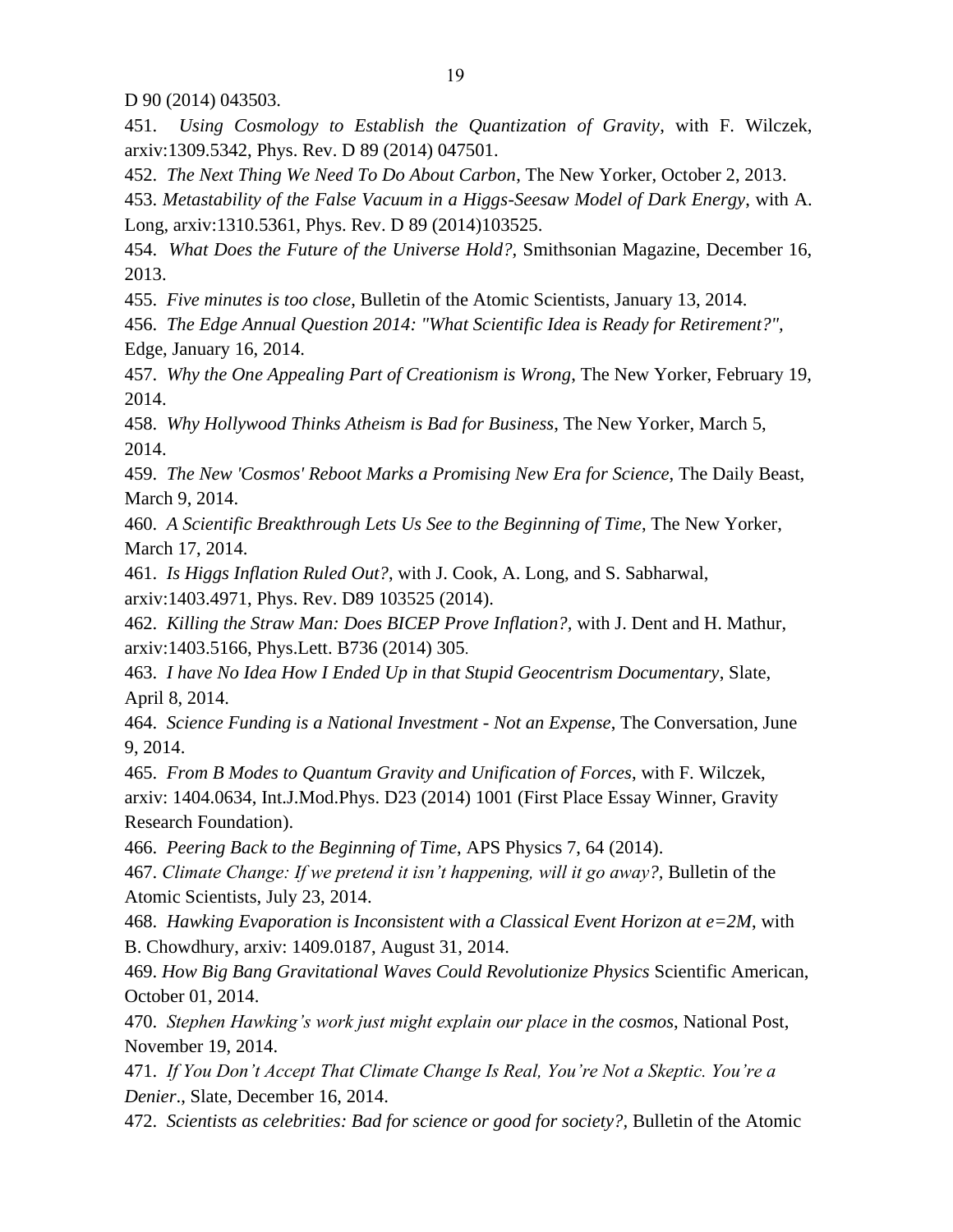D 90 (2014) 043503.

451. *Using Cosmology to Establish the Quantization of Gravity*, with F. Wilczek, arxiv:1309.5342, Phys. Rev. D 89 (2014) 047501.

452. *The Next Thing We Need To Do About Carbon*, The New Yorker, October 2, 2013.

453. *Metastability of the False Vacuum in a Higgs-Seesaw Model of Dark Energy*, with A. Long, arxiv:1310.5361, Phys. Rev. D 89 (2014)103525.

454. *What Does the Future of the Universe Hold?,* Smithsonian Magazine, December 16, 2013.

455. *Five minutes is too close*, Bulletin of the Atomic Scientists, January 13, 2014.

456. *The Edge Annual Question 2014: "What Scientific Idea is Ready for Retirement?",* Edge, January 16, 2014.

457. *Why the One Appealing Part of Creationism is Wrong*, The New Yorker, February 19, 2014.

458. *Why Hollywood Thinks Atheism is Bad for Business*, The New Yorker, March 5, 2014.

459. *The New 'Cosmos' Reboot Marks a Promising New Era for Science*, The Daily Beast, March 9, 2014.

460. *A Scientific Breakthrough Lets Us See to the Beginning of Time*, The New Yorker, March 17, 2014.

461. *Is Higgs Inflation Ruled Out?*, with J. Cook, A. Long, and S. Sabharwal, arxiv:1403.4971, Phys. Rev. D89 103525 (2014).

462. *Killing the Straw Man: Does BICEP Prove Inflation?*, with J. Dent and H. Mathur, arxiv:1403.5166, Phys.Lett. B736 (2014) 305.

463. *I have No Idea How I Ended Up in that Stupid Geocentrism Documentary*, Slate, April 8, 2014.

464. *Science Funding is a National Investment - Not an Expense*, The Conversation, June 9, 2014.

465. *From B Modes to Quantum Gravity and Unification of Forces*, with F. Wilczek, arxiv: 1404.0634, Int.J.Mod.Phys. D23 (2014) 1001 (First Place Essay Winner, Gravity Research Foundation).

466. *Peering Back to the Beginning of Time*, APS Physics 7, 64 (2014).

467. *Climate Change: If we pretend it isn't happening, will it go away?,* Bulletin of the Atomic Scientists, July 23, 2014.

468. *Hawking Evaporation is Inconsistent with a Classical Event Horizon at e=2M*, with B. Chowdhury, arxiv: 1409.0187, August 31, 2014.

469. *How Big Bang Gravitational Waves Could Revolutionize Physics* Scientific American, October 01, 2014.

470. *Stephen Hawking's work just might explain our place in the cosmos*, National Post, November 19, 2014.

471. *If You Don't Accept That Climate Change Is Real, You're Not a Skeptic. You're a Denier.*, Slate, December 16, 2014.

472. *Scientists as celebrities: Bad for science or good for society?,* Bulletin of the Atomic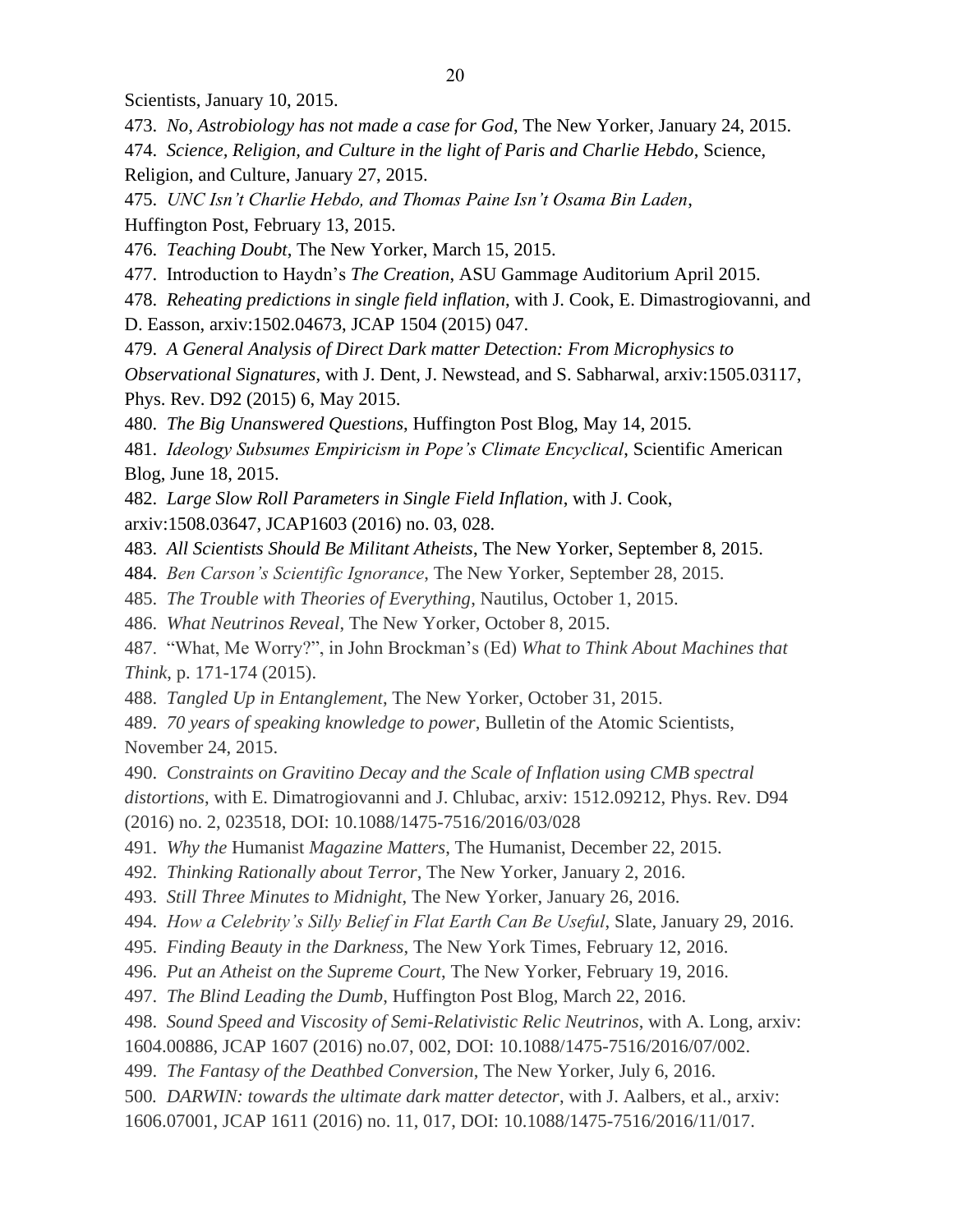Scientists, January 10, 2015.

473. *No, Astrobiology has not made a case for God*, The New Yorker, January 24, 2015.

474. *Science, Religion, and Culture in the light of Paris and Charlie Hebdo*, Science, Religion, and Culture, January 27, 2015.

475. *UNC Isn't Charlie Hebdo, and Thomas Paine Isn't Osama Bin Laden*, Huffington Post, February 13, 2015.

476. *Teaching Doubt*, The New Yorker, March 15, 2015.

477. Introduction to Haydn's *The Creation*, ASU Gammage Auditorium April 2015.

478. *Reheating predictions in single field inflation*, with J. Cook, E. Dimastrogiovanni, and D. Easson, arxiv:1502.04673, JCAP 1504 (2015) 047.

479. *A General Analysis of Direct Dark matter Detection: From Microphysics to Observational Signatures*, with J. Dent, J. Newstead, and S. Sabharwal, arxiv:1505.03117, Phys. Rev. D92 (2015) 6, May 2015.

480. *The Big Unanswered Questions*, Huffington Post Blog, May 14, 2015.

481. *Ideology Subsumes Empiricism in Pope's Climate Encyclical*, Scientific American Blog, June 18, 2015.

482. *Large Slow Roll Parameters in Single Field Inflation*, with J. Cook, arxiv:1508.03647, JCAP1603 (2016) no. 03, 028.

483. *All Scientists Should Be Militant Atheists*, The New Yorker, September 8, 2015.

484. *Ben Carson's Scientific Ignorance*, The New Yorker, September 28, 2015.

485. *The Trouble with Theories of Everything*, Nautilus, October 1, 2015.

486. *What Neutrinos Reveal*, The New Yorker, October 8, 2015.

487. "What, Me Worry?", in John Brockman's (Ed) *What to Think About Machines that Think*, p. 171-174 (2015).

488. *Tangled Up in Entanglement*, The New Yorker, October 31, 2015.

489. *70 years of speaking knowledge to power*, Bulletin of the Atomic Scientists, November 24, 2015.

490. *Constraints on Gravitino Decay and the Scale of Inflation using CMB spectral distortions*, with E. Dimatrogiovanni and J. Chlubac, arxiv: 1512.09212, Phys. Rev. D94 (2016) no. 2, 023518, DOI: 10.1088/1475-7516/2016/03/028

491. *Why the* Humanist *Magazine Matters*, The Humanist, December 22, 2015.

492. *Thinking Rationally about Terror*, The New Yorker, January 2, 2016.

493. *Still Three Minutes to Midnight*, The New Yorker, January 26, 2016.

494. *How a Celebrity's Silly Belief in Flat Earth Can Be Useful*, Slate, January 29, 2016.

495. *Finding Beauty in the Darkness*, The New York Times, February 12, 2016.

496. *Put an Atheist on the Supreme Court*, The New Yorker, February 19, 2016.

497. *The Blind Leading the Dumb*, Huffington Post Blog, March 22, 2016.

498. *Sound Speed and Viscosity of Semi-Relativistic Relic Neutrinos*, with A. Long, arxiv: 1604.00886, JCAP 1607 (2016) no.07, 002, DOI: 10.1088/1475-7516/2016/07/002.

499. *The Fantasy of the Deathbed Conversion*, The New Yorker, July 6, 2016.

500. *DARWIN: towards the ultimate dark matter detector*, with J. Aalbers, et al., arxiv: 1606.07001, JCAP 1611 (2016) no. 11, 017, DOI: 10.1088/1475-7516/2016/11/017.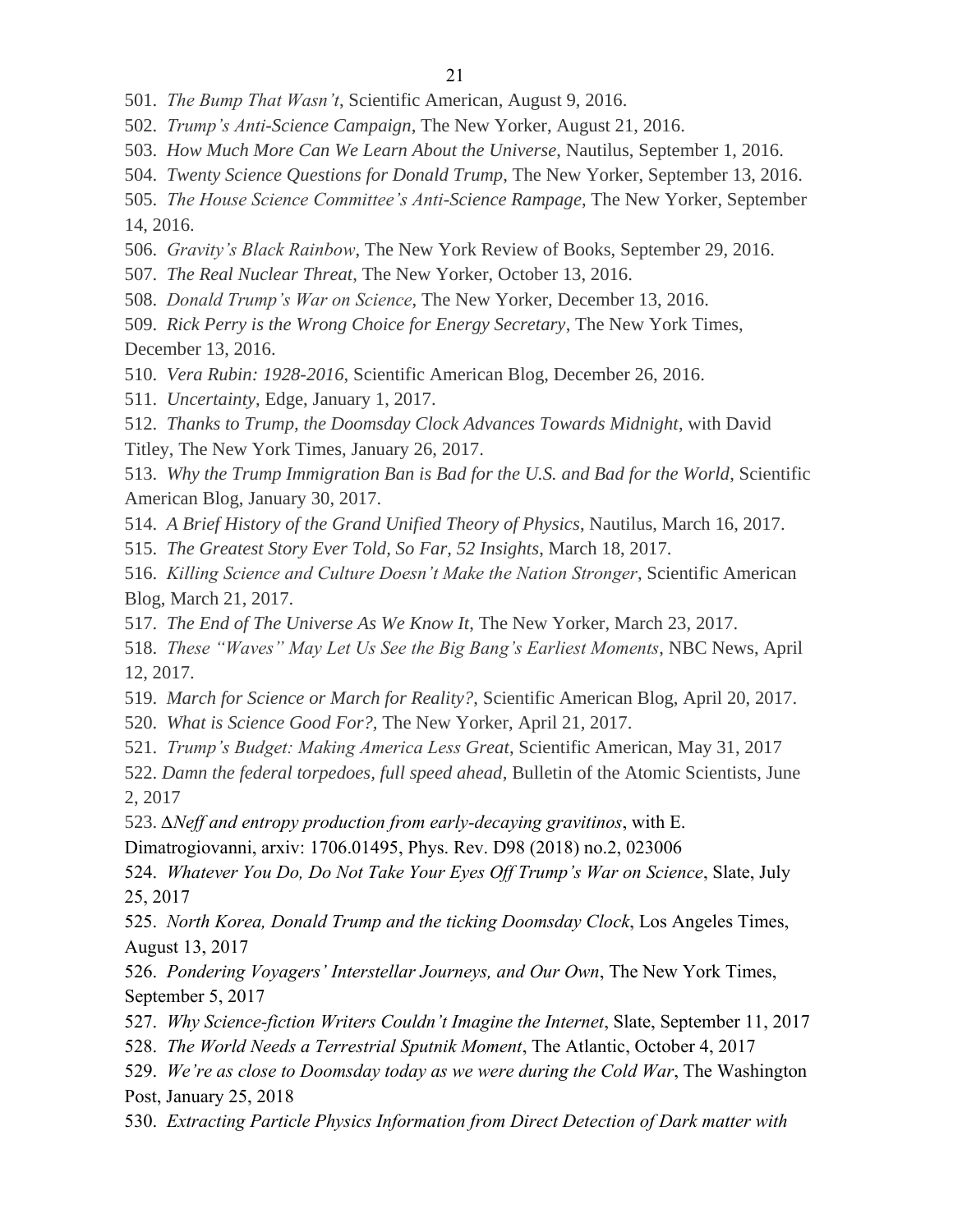501. *The Bump That Wasn't*, Scientific American, August 9, 2016.

502. *Trump's Anti-Science Campaign*, The New Yorker, August 21, 2016.

503. *How Much More Can We Learn About the Universe*, Nautilus, September 1, 2016.

504. *Twenty Science Questions for Donald Trump*, The New Yorker, September 13, 2016.

505. *The House Science Committee's Anti-Science Rampage*, The New Yorker, September 14, 2016.

506. *Gravity's Black Rainbow*, The New York Review of Books, September 29, 2016.

507. *The Real Nuclear Threat*, The New Yorker, October 13, 2016.

508. *Donald Trump's War on Science*, The New Yorker, December 13, 2016.

509. *Rick Perry is the Wrong Choice for Energy Secretary*, The New York Times, December 13, 2016.

510. *Vera Rubin: 1928-2016*, Scientific American Blog, December 26, 2016.

511. *Uncertainty*, Edge, January 1, 2017.

512. *Thanks to Trump, the Doomsday Clock Advances Towards Midnight*, with David Titley, The New York Times, January 26, 2017.

513. *Why the Trump Immigration Ban is Bad for the U.S. and Bad for the World*, Scientific American Blog, January 30, 2017.

514. *A Brief History of the Grand Unified Theory of Physics*, Nautilus, March 16, 2017.

515. *The Greatest Story Ever Told, So Far, 52 Insights*, March 18, 2017.

516. *Killing Science and Culture Doesn't Make the Nation Stronger*, Scientific American Blog, March 21, 2017.

517. *The End of The Universe As We Know It*, The New Yorker, March 23, 2017.

518. *These "Waves" May Let Us See the Big Bang's Earliest Moments*, NBC News, April 12, 2017.

519. *March for Science or March for Reality?*, Scientific American Blog, April 20, 2017.

520. *What is Science Good For?*, The New Yorker, April 21, 2017.

521. *Trump's Budget: Making America Less Great*, Scientific American, May 31, 2017

522. *Damn the federal torpedoes, full speed ahead*, Bulletin of the Atomic Scientists, June 2, 2017

523. *$\Delta N_{eff}$ and entropy production from early-decaying gravitinos*, with E. Dimatrogiovanni, arxiv: 1706.01495, Phys. Rev. D98 (2018) no.2, 023006

524. *Whatever You Do, Do Not Take Your Eyes Off Trump's War on Science*, Slate, July 25, 2017

525. *North Korea, Donald Trump and the ticking Doomsday Clock*, Los Angeles Times, August 13, 2017

526. *Pondering Voyagers' Interstellar Journeys, and Our Own*, The New York Times, September 5, 2017

527. *Why Science-fiction Writers Couldn't Imagine the Internet*, Slate, September 11, 2017

528. *The World Needs a Terrestrial Sputnik Moment*, The Atlantic, October 4, 2017

529. *We're as close to Doomsday today as we were during the Cold War*, The Washington Post, January 25, 2018

530. *Extracting Particle Physics Information from Direct Detection of Dark matter with*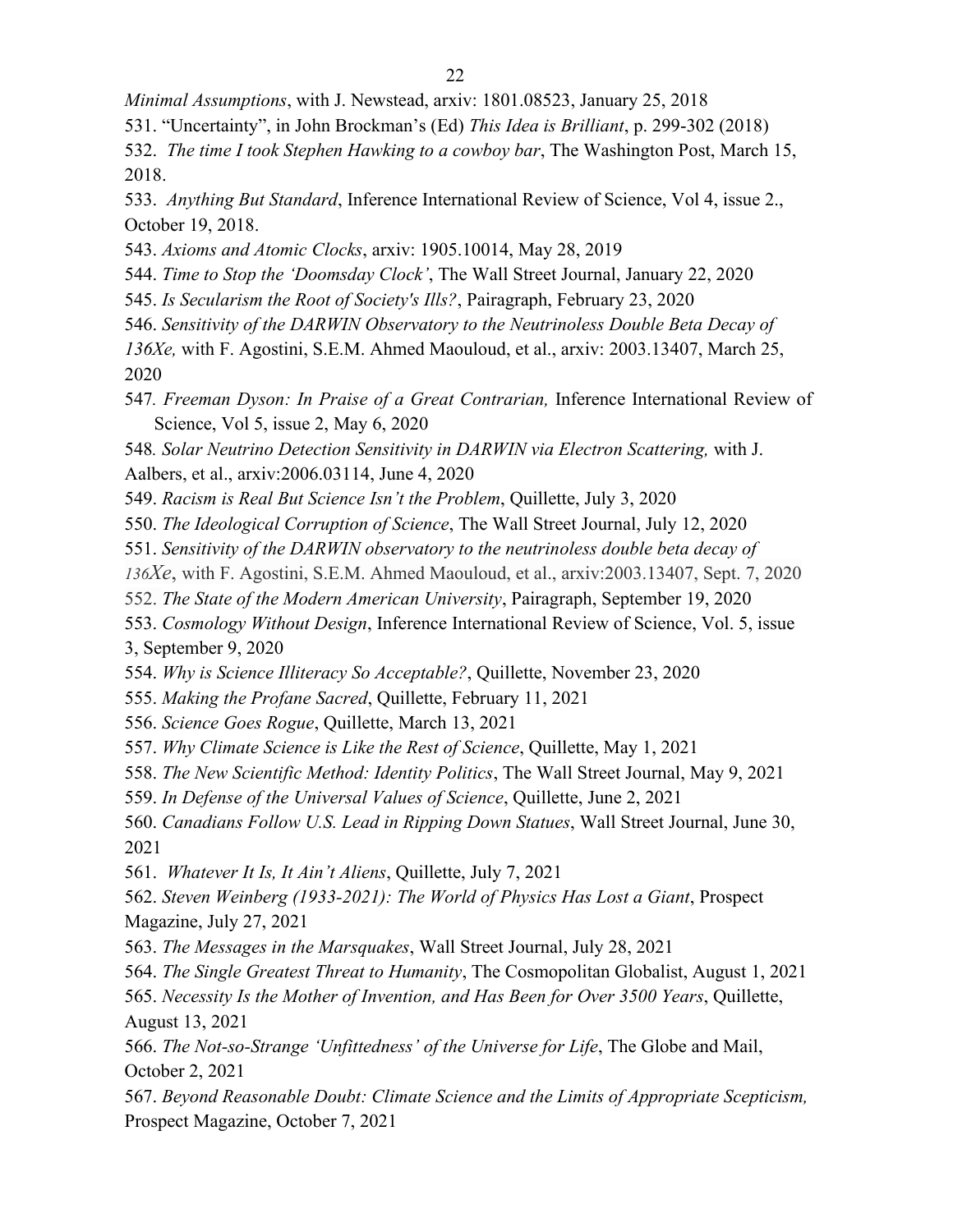*Minimal Assumptions*, with J. Newstead, arxiv: 1801.08523, January 25, 2018

531. "Uncertainty", in John Brockman's (Ed) *This Idea is Brilliant*, p. 299-302 (2018)

532. *The time I took Stephen Hawking to a cowboy bar*, The Washington Post, March 15, 2018.

533. *Anything But Standard*, Inference International Review of Science, Vol 4, issue 2., October 19, 2018.

543. *Axioms and Atomic Clocks*, arxiv: 1905.10014, May 28, 2019

544. *Time to Stop the 'Doomsday Clock'*, The Wall Street Journal, January 22, 2020

545. *Is Secularism the Root of Society's Ills?*, Pairagraph, February 23, 2020

546. *Sensitivity of the DARWIN Observatory to the Neutrinoless Double Beta Decay of 136Xe,* with F. Agostini, S.E.M. Ahmed Maouloud, et al., arxiv: 2003.13407, March 25, 2020

547. *Freeman Dyson: In Praise of a Great Contrarian,* Inference International Review of Science, Vol 5, issue 2, May 6, 2020

548. *Solar Neutrino Detection Sensitivity in DARWIN via Electron Scattering,* with J. Aalbers, et al., arxiv:2006.03114, June 4, 2020

549. *Racism is Real But Science Isn't the Problem*, Quillette, July 3, 2020

550. *The Ideological Corruption of Science*, The Wall Street Journal, July 12, 2020

551. *Sensitivity of the DARWIN observatory to the neutrinoless double beta decay of 136Xe*, with F. Agostini, S.E.M. Ahmed Maouloud, et al., arxiv:2003.13407, Sept. 7, 2020

552. *The State of the Modern American University*, Pairagraph, September 19, 2020

553. *Cosmology Without Design*, Inference International Review of Science, Vol. 5, issue 3, September 9, 2020

554. *Why is Science Illiteracy So Acceptable?*, Quillette, November 23, 2020

555. *Making the Profane Sacred*, Quillette, February 11, 2021

556. *Science Goes Rogue*, Quillette, March 13, 2021

557. *Why Climate Science is Like the Rest of Science*, Quillette, May 1, 2021

558. *The New Scientific Method: Identity Politics*, The Wall Street Journal, May 9, 2021

559. *In Defense of the Universal Values of Science*, Quillette, June 2, 2021

560. *Canadians Follow U.S. Lead in Ripping Down Statues*, Wall Street Journal, June 30, 2021

561. *Whatever It Is, It Ain't Aliens*, Quillette, July 7, 2021

562. *Steven Weinberg (1933-2021): The World of Physics Has Lost a Giant*, Prospect Magazine, July 27, 2021

563. *The Messages in the Marsquakes*, Wall Street Journal, July 28, 2021

564. *The Single Greatest Threat to Humanity*, The Cosmopolitan Globalist, August 1, 2021

565. *Necessity Is the Mother of Invention, and Has Been for Over 3500 Years*, Quillette, August 13, 2021

566. *The Not-so-Strange 'Unfittedness' of the Universe for Life*, The Globe and Mail, October 2, 2021

567. *Beyond Reasonable Doubt: Climate Science and the Limits of Appropriate Scepticism,* Prospect Magazine, October 7, 2021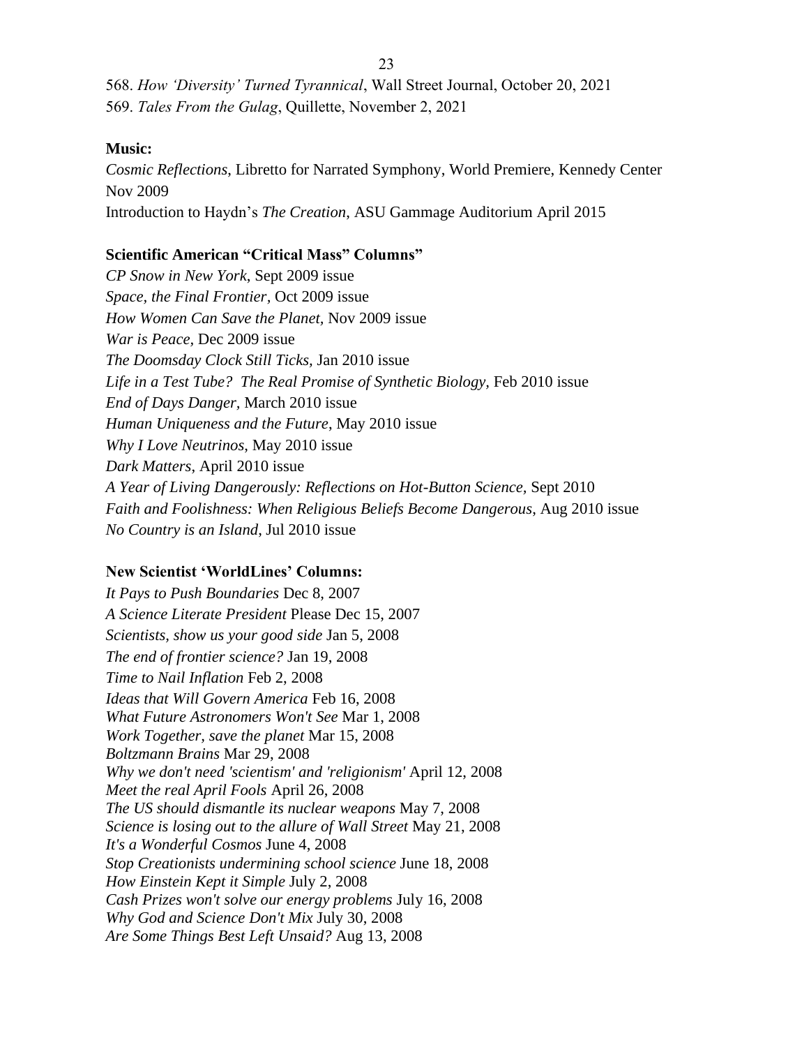568. *How 'Diversity' Turned Tyrannical*, Wall Street Journal, October 20, 2021
569. *Tales From the Gulag*, Quillette, November 2, 2021

**Music:**

*Cosmic Reflections*, Libretto for Narrated Symphony, World Premiere, Kennedy Center Nov 2009
Introduction to Haydn's *The Creation*, ASU Gammage Auditorium April 2015

**Scientific American "Critical Mass" Columns"**

*CP Snow in New York*, Sept 2009 issue
*Space, the Final Frontier*, Oct 2009 issue
*How Women Can Save the Planet*, Nov 2009 issue
*War is Peace,* Dec 2009 issue
*The Doomsday Clock Still Ticks,* Jan 2010 issue
*Life in a Test Tube? The Real Promise of Synthetic Biology,* Feb 2010 issue
*End of Days Danger*, March 2010 issue
*Human Uniqueness and the Future*, May 2010 issue
*Why I Love Neutrinos*, May 2010 issue
*Dark Matters*, April 2010 issue
*A Year of Living Dangerously: Reflections on Hot-Button Science,* Sept 2010
*Faith and Foolishness: When Religious Beliefs Become Dangerous*, Aug 2010 issue
*No Country is an Island*, Jul 2010 issue

**New Scientist 'WorldLines' Columns:**

*It Pays to Push Boundaries* Dec 8, 2007
*A Science Literate President* Please Dec 15, 2007
*Scientists, show us your good side* Jan 5, 2008
*The end of frontier science?* Jan 19, 2008
*Time to Nail Inflation* Feb 2, 2008
*Ideas that Will Govern America* Feb 16, 2008
*What Future Astronomers Won't See* Mar 1, 2008
*Work Together, save the planet* Mar 15, 2008
*Boltzmann Brains* Mar 29, 2008
*Why we don't need 'scientism' and 'religionism'* April 12, 2008
*Meet the real April Fools* April 26, 2008
*The US should dismantle its nuclear weapons* May 7, 2008
*Science is losing out to the allure of Wall Street* May 21, 2008
*It's a Wonderful Cosmos* June 4, 2008
*Stop Creationists undermining school science* June 18, 2008
*How Einstein Kept it Simple* July 2, 2008
*Cash Prizes won't solve our energy problems* July 16, 2008
*Why God and Science Don't Mix* July 30, 2008
*Are Some Things Best Left Unsaid?* Aug 13, 2008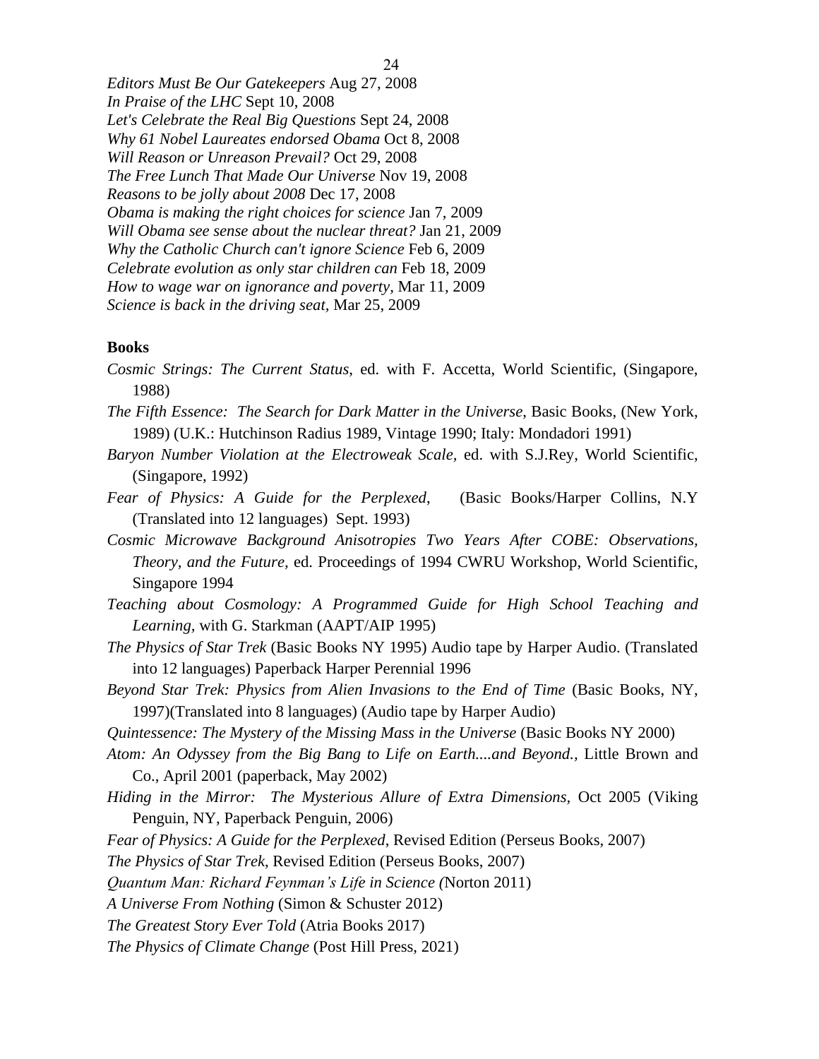*Editors Must Be Our Gatekeepers* Aug 27, 2008
*In Praise of the LHC* Sept 10, 2008
*Let's Celebrate the Real Big Questions* Sept 24, 2008
*Why 61 Nobel Laureates endorsed Obama* Oct 8, 2008
*Will Reason or Unreason Prevail?* Oct 29, 2008
*The Free Lunch That Made Our Universe* Nov 19, 2008
*Reasons to be jolly about 2008* Dec 17, 2008
*Obama is making the right choices for science* Jan 7, 2009
*Will Obama see sense about the nuclear threat?* Jan 21, 2009
*Why the Catholic Church can't ignore Science* Feb 6, 2009
*Celebrate evolution as only star children can* Feb 18, 2009
*How to wage war on ignorance and poverty,* Mar 11, 2009
*Science is back in the driving seat,* Mar 25, 2009

**Books**

*Cosmic Strings: The Current Status*, ed. with F. Accetta, World Scientific, (Singapore, 1988)

*The Fifth Essence: The Search for Dark Matter in the Universe*, Basic Books, (New York, 1989) (U.K.: Hutchinson Radius 1989, Vintage 1990; Italy: Mondadori 1991)

*Baryon Number Violation at the Electroweak Scale,* ed. with S.J.Rey, World Scientific, (Singapore, 1992)

*Fear of Physics: A Guide for the Perplexed*, (Basic Books/Harper Collins, N.Y (Translated into 12 languages) Sept. 1993)

*Cosmic Microwave Background Anisotropies Two Years After COBE: Observations, Theory, and the Future,* ed. Proceedings of 1994 CWRU Workshop, World Scientific, Singapore 1994

*Teaching about Cosmology: A Programmed Guide for High School Teaching and Learning,* with G. Starkman (AAPT/AIP 1995)

*The Physics of Star Trek* (Basic Books NY 1995) Audio tape by Harper Audio. (Translated into 12 languages) Paperback Harper Perennial 1996

*Beyond Star Trek: Physics from Alien Invasions to the End of Time* (Basic Books, NY, 1997)(Translated into 8 languages) (Audio tape by Harper Audio)

*Quintessence: The Mystery of the Missing Mass in the Universe* (Basic Books NY 2000)

*Atom: An Odyssey from the Big Bang to Life on Earth....and Beyond.,* Little Brown and Co., April 2001 (paperback, May 2002)

*Hiding in the Mirror: The Mysterious Allure of Extra Dimensions,* Oct 2005 (Viking Penguin, NY, Paperback Penguin, 2006)

*Fear of Physics: A Guide for the Perplexed*, Revised Edition (Perseus Books, 2007)

*The Physics of Star Trek*, Revised Edition (Perseus Books, 2007)

*Quantum Man: Richard Feynman's Life in Science (*Norton 2011)

*A Universe From Nothing* (Simon & Schuster 2012)

*The Greatest Story Ever Told* (Atria Books 2017)

*The Physics of Climate Change* (Post Hill Press, 2021)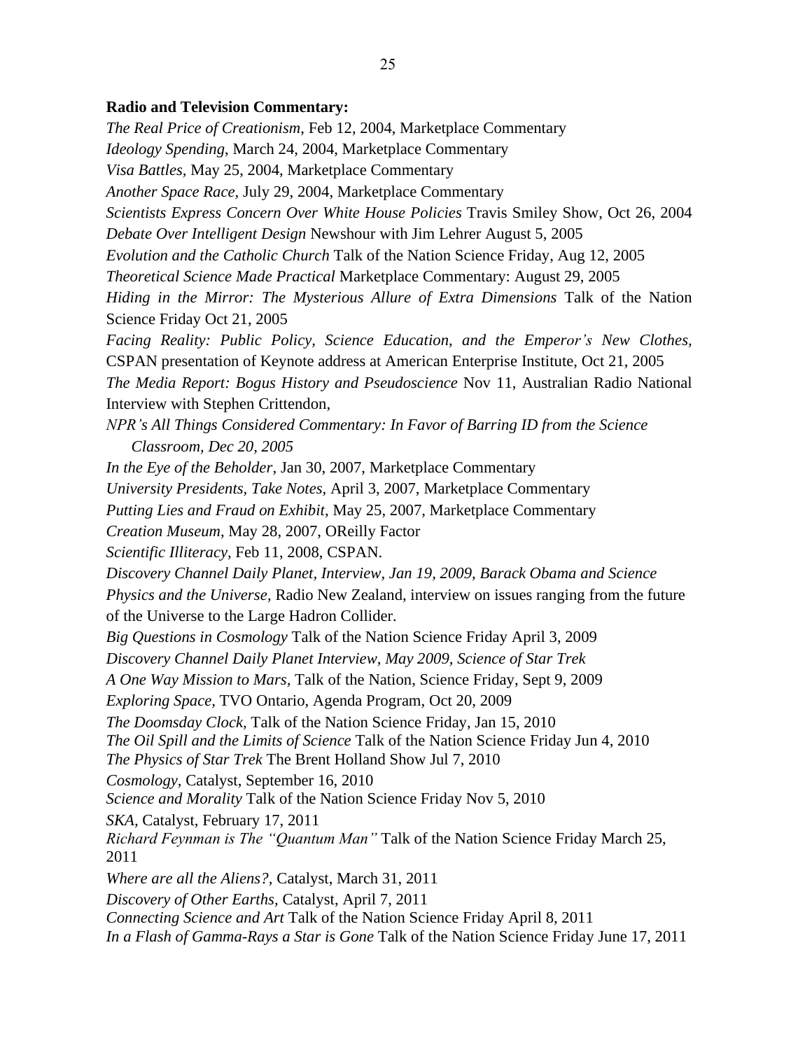**Radio and Television Commentary:**

*The Real Price of Creationism*, Feb 12, 2004, Marketplace Commentary
*Ideology Spending*, March 24, 2004, Marketplace Commentary
*Visa Battles*, May 25, 2004, Marketplace Commentary
*Another Space Race*, July 29, 2004, Marketplace Commentary
*Scientists Express Concern Over White House Policies* Travis Smiley Show, Oct 26, 2004
*Debate Over Intelligent Design* Newshour with Jim Lehrer August 5, 2005
*Evolution and the Catholic Church* Talk of the Nation Science Friday, Aug 12, 2005
*Theoretical Science Made Practical* Marketplace Commentary: August 29, 2005
*Hiding in the Mirror: The Mysterious Allure of Extra Dimensions* Talk of the Nation Science Friday Oct 21, 2005
*Facing Reality: Public Policy, Science Education, and the Emperor's New Clothes,* CSPAN presentation of Keynote address at American Enterprise Institute, Oct 21, 2005
*The Media Report: Bogus History and Pseudoscience* Nov 11, Australian Radio National Interview with Stephen Crittendon,
*NPR's All Things Considered Commentary: In Favor of Barring ID from the Science Classroom, Dec 20, 2005*
*In the Eye of the Beholder*, Jan 30, 2007, Marketplace Commentary
*University Presidents, Take Notes,* April 3, 2007, Marketplace Commentary
*Putting Lies and Fraud on Exhibit*, May 25, 2007, Marketplace Commentary
*Creation Museum*, May 28, 2007, OReilly Factor
*Scientific Illiteracy,* Feb 11, 2008, CSPAN.
*Discovery Channel Daily Planet, Interview, Jan 19, 2009, Barack Obama and Science*
*Physics and the Universe,* Radio New Zealand, interview on issues ranging from the future of the Universe to the Large Hadron Collider.
*Big Questions in Cosmology* Talk of the Nation Science Friday April 3, 2009
*Discovery Channel Daily Planet Interview, May 2009, Science of Star Trek*
*A One Way Mission to Mars,* Talk of the Nation, Science Friday, Sept 9, 2009
*Exploring Space,* TVO Ontario, Agenda Program, Oct 20, 2009
*The Doomsday Clock,* Talk of the Nation Science Friday, Jan 15, 2010
*The Oil Spill and the Limits of Science* Talk of the Nation Science Friday Jun 4, 2010
*The Physics of Star Trek* The Brent Holland Show Jul 7, 2010
*Cosmology*, Catalyst, September 16, 2010
*Science and Morality* Talk of the Nation Science Friday Nov 5, 2010
*SKA*, Catalyst, February 17, 2011
*Richard Feynman is The "Quantum Man"* Talk of the Nation Science Friday March 25, 2011
*Where are all the Aliens?,* Catalyst, March 31, 2011
*Discovery of Other Earths*, Catalyst, April 7, 2011
*Connecting Science and Art* Talk of the Nation Science Friday April 8, 2011
*In a Flash of Gamma-Rays a Star is Gone* Talk of the Nation Science Friday June 17, 2011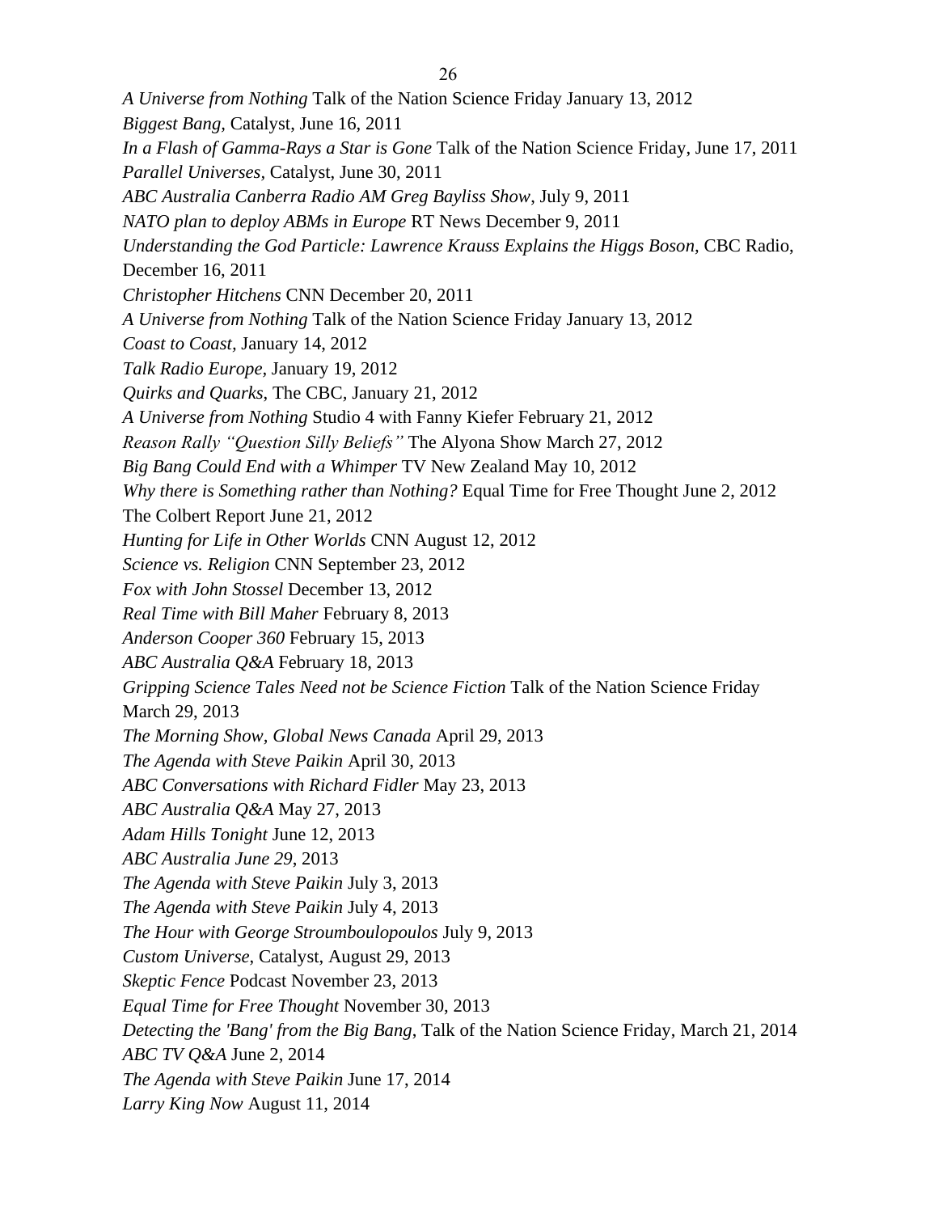*A Universe from Nothing* Talk of the Nation Science Friday January 13, 2012

*Biggest Bang,* Catalyst, June 16, 2011

*In a Flash of Gamma-Rays a Star is Gone* Talk of the Nation Science Friday, June 17, 2011

*Parallel Universes,* Catalyst, June 30, 2011

*ABC Australia Canberra Radio AM Greg Bayliss Show*, July 9, 2011

*NATO plan to deploy ABMs in Europe* RT News December 9, 2011

*Understanding the God Particle: Lawrence Krauss Explains the Higgs Boson,* CBC Radio, December 16, 2011

*Christopher Hitchens* CNN December 20, 2011

*A Universe from Nothing* Talk of the Nation Science Friday January 13, 2012

*Coast to Coast*, January 14, 2012

*Talk Radio Europe*, January 19, 2012

*Quirks and Quarks*, The CBC, January 21, 2012

*A Universe from Nothing* Studio 4 with Fanny Kiefer February 21, 2012

*Reason Rally "Question Silly Beliefs"* The Alyona Show March 27, 2012

*Big Bang Could End with a Whimper* TV New Zealand May 10, 2012

*Why there is Something rather than Nothing?* Equal Time for Free Thought June 2, 2012

The Colbert Report June 21, 2012

*Hunting for Life in Other Worlds* CNN August 12, 2012

*Science vs. Religion* CNN September 23, 2012

*Fox with John Stossel* December 13, 2012

*Real Time with Bill Maher* February 8, 2013

*Anderson Cooper 360* February 15, 2013

*ABC Australia Q&A* February 18, 2013

*Gripping Science Tales Need not be Science Fiction* Talk of the Nation Science Friday March 29, 2013

*The Morning Show, Global News Canada* April 29, 2013

*The Agenda with Steve Paikin* April 30, 2013

*ABC Conversations with Richard Fidler* May 23, 2013

*ABC Australia Q&A* May 27, 2013

*Adam Hills Tonight* June 12, 2013

*ABC Australia June 29*, 2013

*The Agenda with Steve Paikin* July 3, 2013

*The Agenda with Steve Paikin* July 4, 2013

*The Hour with George Stroumboulopoulos* July 9, 2013

*Custom Universe*, Catalyst, August 29, 2013

*Skeptic Fence* Podcast November 23, 2013

*Equal Time for Free Thought* November 30, 2013

*Detecting the 'Bang' from the Big Bang*, Talk of the Nation Science Friday, March 21, 2014

*ABC TV Q&A* June 2, 2014

*The Agenda with Steve Paikin* June 17, 2014

*Larry King Now* August 11, 2014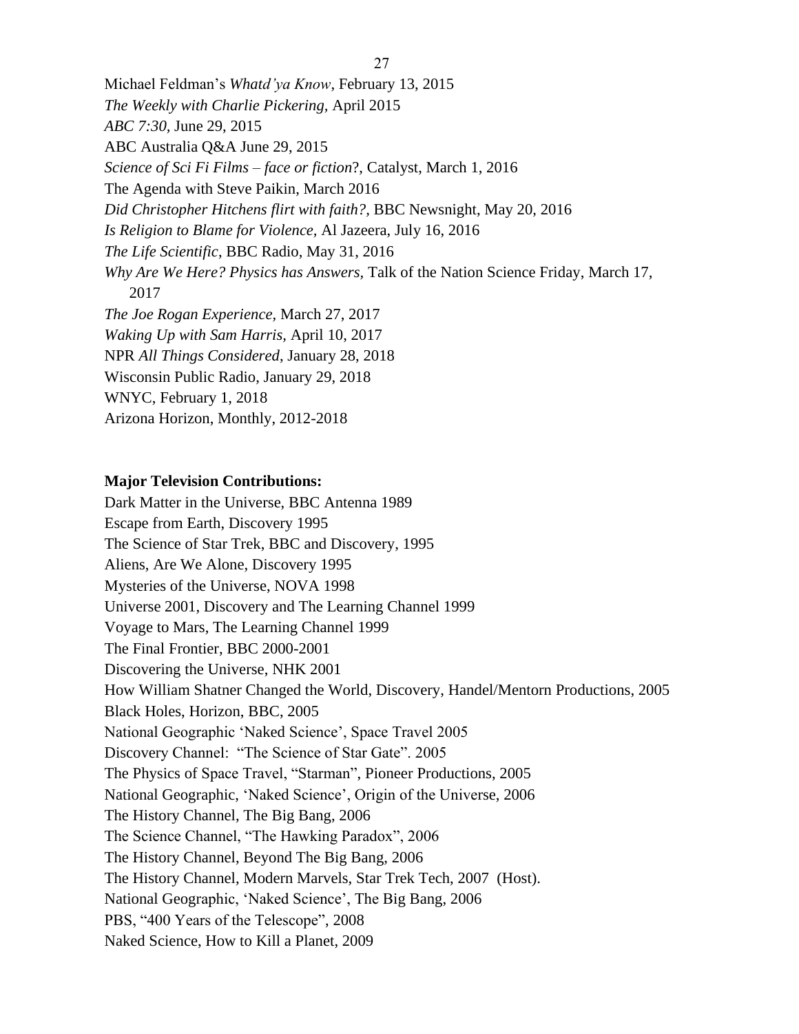Michael Feldman's *Whatd'ya Know*, February 13, 2015

*The Weekly with Charlie Pickering,* April 2015

*ABC 7:30,* June 29, 2015

ABC Australia Q&A June 29, 2015

*Science of Sci Fi Films – face or fiction*?, Catalyst, March 1, 2016

The Agenda with Steve Paikin, March 2016

*Did Christopher Hitchens flirt with faith?,* BBC Newsnight, May 20, 2016

*Is Religion to Blame for Violence,* Al Jazeera, July 16, 2016

*The Life Scientific*, BBC Radio, May 31, 2016

*Why Are We Here? Physics has Answers,* Talk of the Nation Science Friday, March 17, 2017

*The Joe Rogan Experience,* March 27, 2017

*Waking Up with Sam Harris,* April 10, 2017

NPR *All Things Considered*, January 28, 2018

Wisconsin Public Radio, January 29, 2018

WNYC, February 1, 2018

Arizona Horizon, Monthly, 2012-2018

**Major Television Contributions:**

Dark Matter in the Universe, BBC Antenna 1989

Escape from Earth, Discovery 1995

The Science of Star Trek, BBC and Discovery, 1995

Aliens, Are We Alone, Discovery 1995

Mysteries of the Universe, NOVA 1998

Universe 2001, Discovery and The Learning Channel 1999

Voyage to Mars, The Learning Channel 1999

The Final Frontier, BBC 2000-2001

Discovering the Universe, NHK 2001

How William Shatner Changed the World, Discovery, Handel/Mentorn Productions, 2005

Black Holes, Horizon, BBC, 2005

National Geographic 'Naked Science', Space Travel 2005

Discovery Channel: "The Science of Star Gate". 2005

The Physics of Space Travel, "Starman", Pioneer Productions, 2005

National Geographic, 'Naked Science', Origin of the Universe, 2006

The History Channel, The Big Bang, 2006

The Science Channel, "The Hawking Paradox", 2006

The History Channel, Beyond The Big Bang, 2006

The History Channel, Modern Marvels, Star Trek Tech, 2007 (Host).

National Geographic, 'Naked Science', The Big Bang, 2006

PBS, "400 Years of the Telescope", 2008

Naked Science, How to Kill a Planet, 2009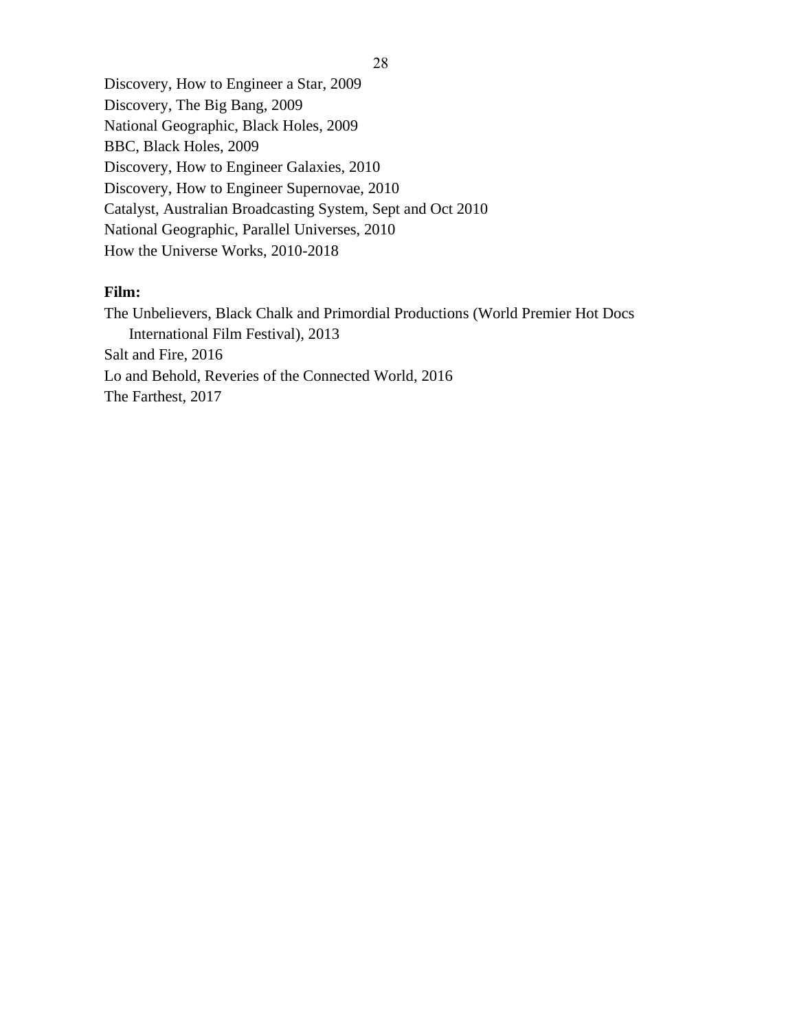Discovery, How to Engineer a Star, 2009
Discovery, The Big Bang, 2009
National Geographic, Black Holes, 2009
BBC, Black Holes, 2009
Discovery, How to Engineer Galaxies, 2010
Discovery, How to Engineer Supernovae, 2010
Catalyst, Australian Broadcasting System, Sept and Oct 2010
National Geographic, Parallel Universes, 2010
How the Universe Works, 2010-2018

**Film:**

The Unbelievers, Black Chalk and Primordial Productions (World Premier Hot Docs International Film Festival), 2013
Salt and Fire, 2016
Lo and Behold, Reveries of the Connected World, 2016
The Farthest, 2017